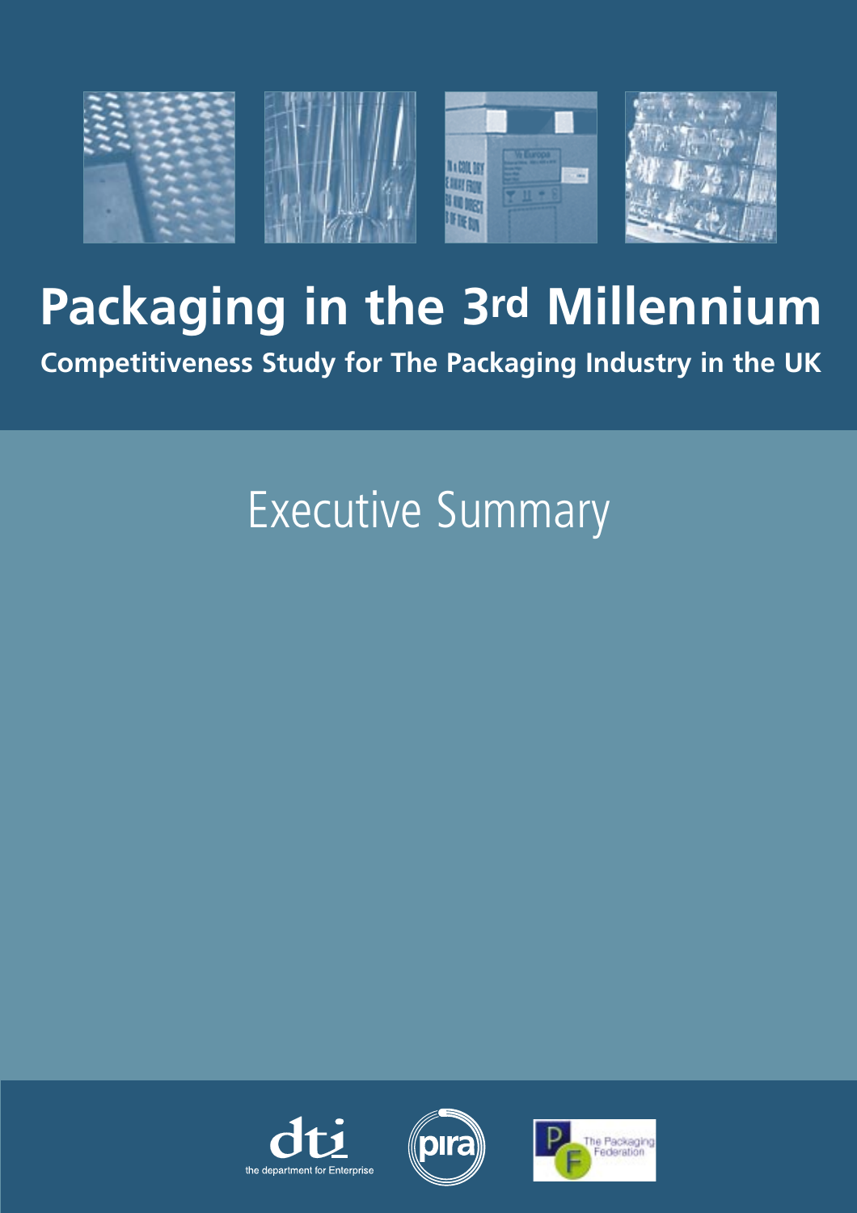# Packaging in the 3rd Millennium

**Competitiveness Study for The Packaging Industry in the UK**

## Executive Summary

dti the department for Enterprise

pira

The Packaging Federation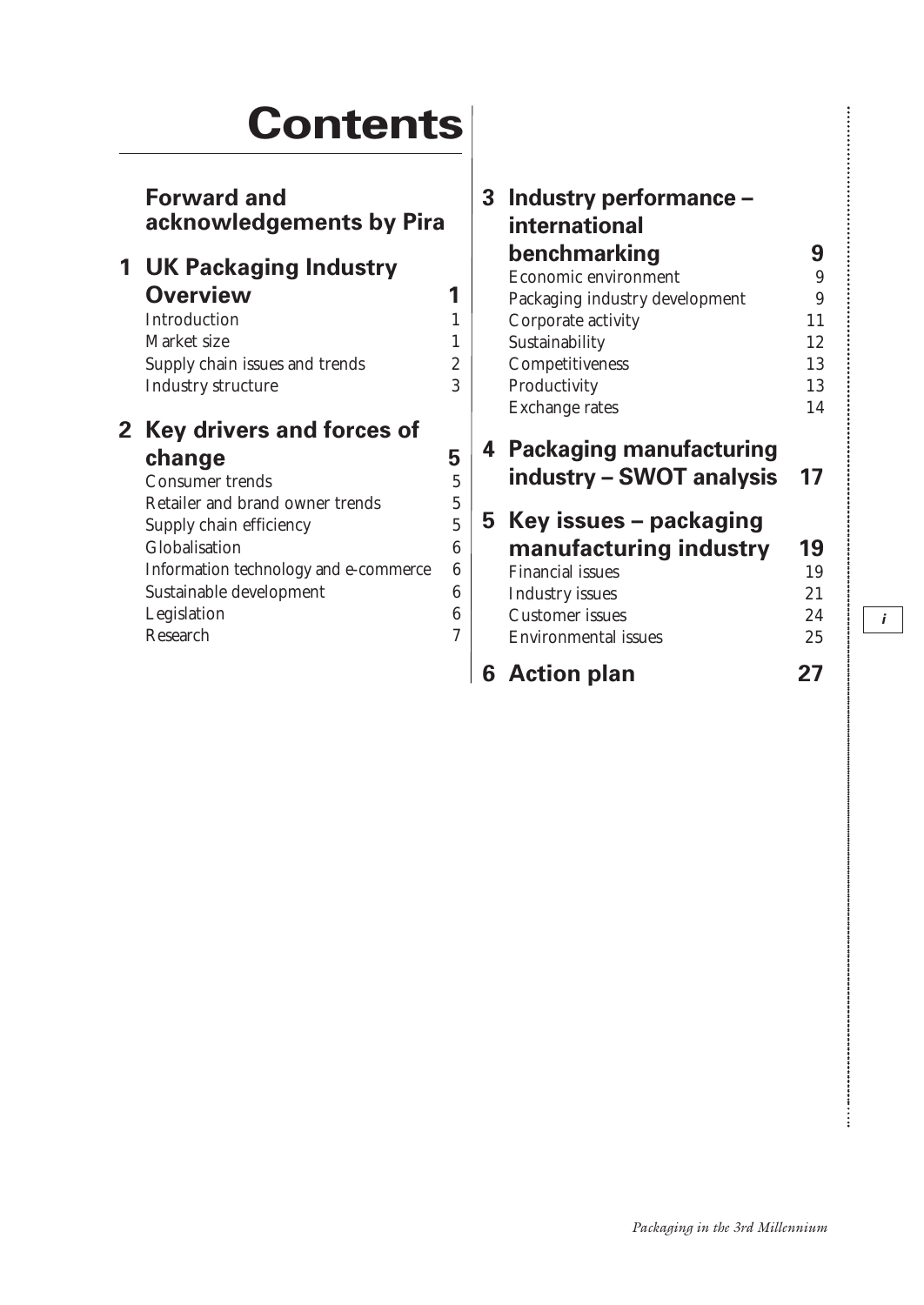# Contents

**Forward and acknowledgements by Pira**

**1 UK Packaging Industry Overview** — 1
- Introduction — 1
- Market size — 1
- Supply chain issues and trends — 2
- Industry structure — 3

**2 Key drivers and forces of change** — 5
- Consumer trends — 5
- Retailer and brand owner trends — 5
- Supply chain efficiency — 5
- Globalisation — 6
- Information technology and e-commerce — 6
- Sustainable development — 6
- Legislation — 6
- Research — 7

**3 Industry performance – international benchmarking** — 9
- Economic environment — 9
- Packaging industry development — 9
- Corporate activity — 11
- Sustainability — 12
- Competitiveness — 13
- Productivity — 13
- Exchange rates — 14

**4 Packaging manufacturing industry – SWOT analysis** — 17

**5 Key issues – packaging manufacturing industry** — 19
- Financial issues — 19
- Industry issues — 21
- Customer issues — 24
- Environmental issues — 25

**6 Action plan** — 27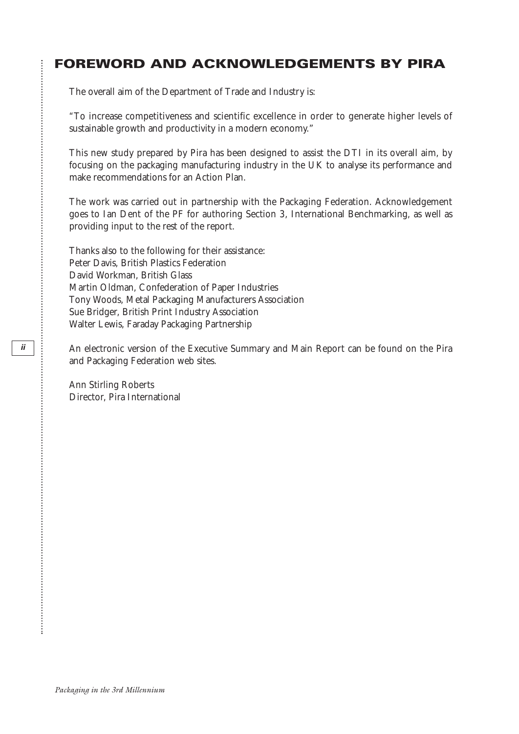# FOREWORD AND ACKNOWLEDGEMENTS BY PIRA

The overall aim of the Department of Trade and Industry is:

"To increase competitiveness and scientific excellence in order to generate higher levels of sustainable growth and productivity in a modern economy."

This new study prepared by Pira has been designed to assist the DTI in its overall aim, by focusing on the packaging manufacturing industry in the UK to analyse its performance and make recommendations for an Action Plan.

The work was carried out in partnership with the Packaging Federation. Acknowledgement goes to Ian Dent of the PF for authoring Section 3, International Benchmarking, as well as providing input to the rest of the report.

Thanks also to the following for their assistance:
Peter Davis, British Plastics Federation
David Workman, British Glass
Martin Oldman, Confederation of Paper Industries
Tony Woods, Metal Packaging Manufacturers Association
Sue Bridger, British Print Industry Association
Walter Lewis, Faraday Packaging Partnership

An electronic version of the Executive Summary and Main Report can be found on the Pira and Packaging Federation web sites.

Ann Stirling Roberts
Director, Pira International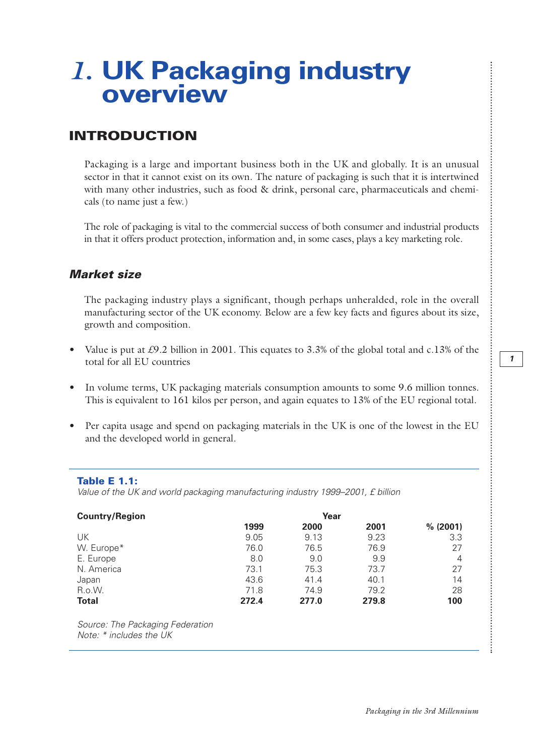# 1. UK Packaging industry overview

## INTRODUCTION

Packaging is a large and important business both in the UK and globally. It is an unusual sector in that it cannot exist on its own. The nature of packaging is such that it is intertwined with many other industries, such as food & drink, personal care, pharmaceuticals and chemicals (to name just a few.)

The role of packaging is vital to the commercial success of both consumer and industrial products in that it offers product protection, information and, in some cases, plays a key marketing role.

### *Market size*

The packaging industry plays a significant, though perhaps unheralded, role in the overall manufacturing sector of the UK economy. Below are a few key facts and figures about its size, growth and composition.

- Value is put at £9.2 billion in 2001. This equates to 3.3% of the global total and c.13% of the total for all EU countries
- In volume terms, UK packaging materials consumption amounts to some 9.6 million tonnes. This is equivalent to 161 kilos per person, and again equates to 13% of the EU regional total.
- Per capita usage and spend on packaging materials in the UK is one of the lowest in the EU and the developed world in general.

**Table E 1.1:**
*Value of the UK and world packaging manufacturing industry 1999–2001, £ billion*

| Country/Region | Year | | | |
|---|---|---|---|---|
| | 1999 | 2000 | 2001 | % (2001) |
| UK | 9.05 | 9.13 | 9.23 | 3.3 |
| W. Europe* | 76.0 | 76.5 | 76.9 | 27 |
| E. Europe | 8.0 | 9.0 | 9.9 | 4 |
| N. America | 73.1 | 75.3 | 73.7 | 27 |
| Japan | 43.6 | 41.4 | 40.1 | 14 |
| R.o.W. | 71.8 | 74.9 | 79.2 | 28 |
| **Total** | **272.4** | **277.0** | **279.8** | **100** |

*Source: The Packaging Federation*
*Note: * includes the UK*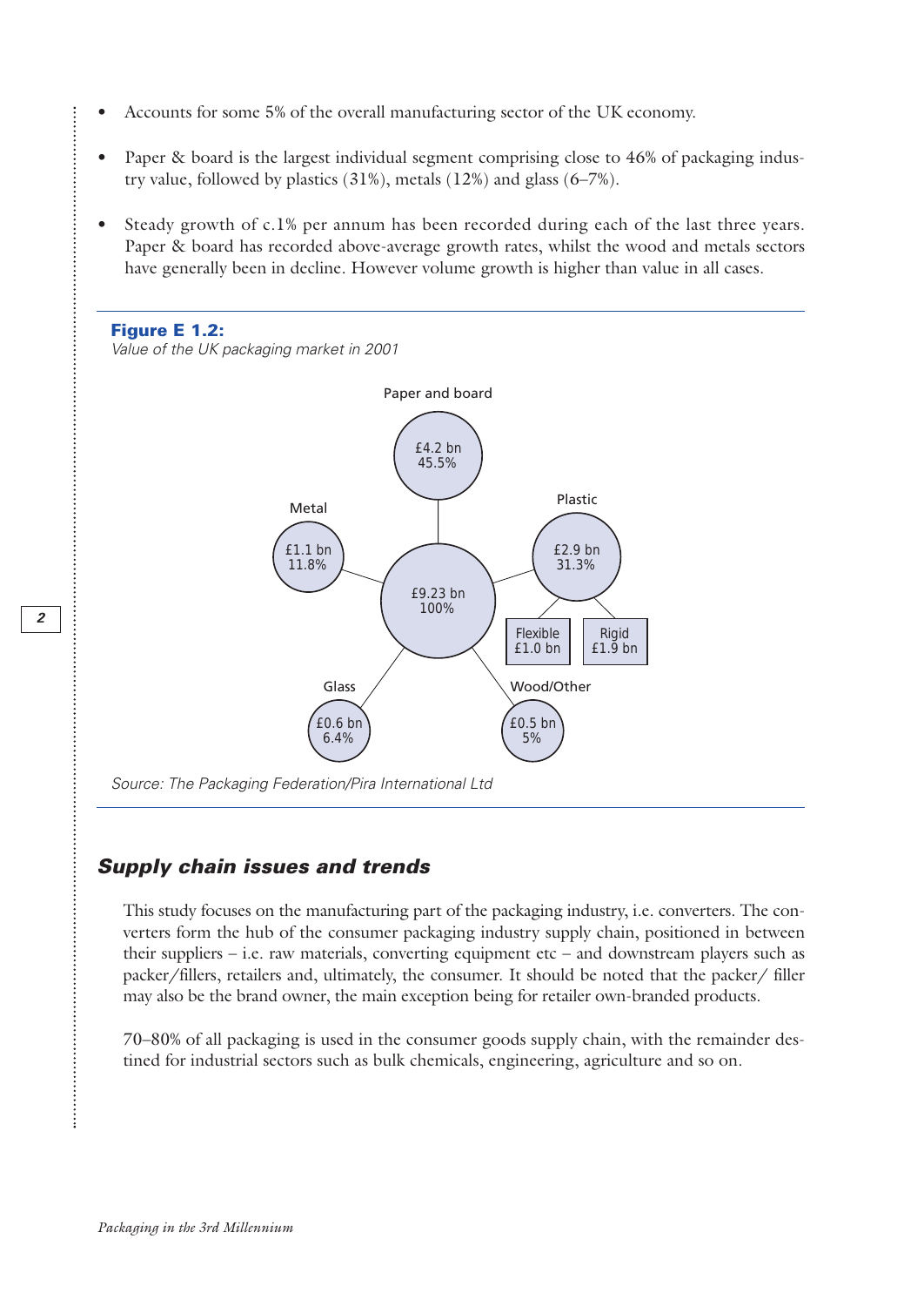- Accounts for some 5% of the overall manufacturing sector of the UK economy.
- Paper & board is the largest individual segment comprising close to 46% of packaging industry value, followed by plastics (31%), metals (12%) and glass (6–7%).
- Steady growth of c.1% per annum has been recorded during each of the last three years. Paper & board has recorded above-average growth rates, whilst the wood and metals sectors have generally been in decline. However volume growth is higher than value in all cases.

**Figure E 1.2:**
*Value of the UK packaging market in 2001*

| Segment | Value | Share |
|---|---|---|
| Total | £9.23 bn | 100% |
| Paper and board | £4.2 bn | 45.5% |
| Plastic | £2.9 bn | 31.3% |
| – Flexible | £1.0 bn | |
| – Rigid | £1.9 bn | |
| Metal | £1.1 bn | 11.8% |
| Glass | £0.6 bn | 6.4% |
| Wood/Other | £0.5 bn | 5% |

*Source: The Packaging Federation/Pira International Ltd*

## Supply chain issues and trends

This study focuses on the manufacturing part of the packaging industry, i.e. converters. The converters form the hub of the consumer packaging industry supply chain, positioned in between their suppliers – i.e. raw materials, converting equipment etc – and downstream players such as packer/fillers, retailers and, ultimately, the consumer. It should be noted that the packer/ filler may also be the brand owner, the main exception being for retailer own-branded products.

70–80% of all packaging is used in the consumer goods supply chain, with the remainder destined for industrial sectors such as bulk chemicals, engineering, agriculture and so on.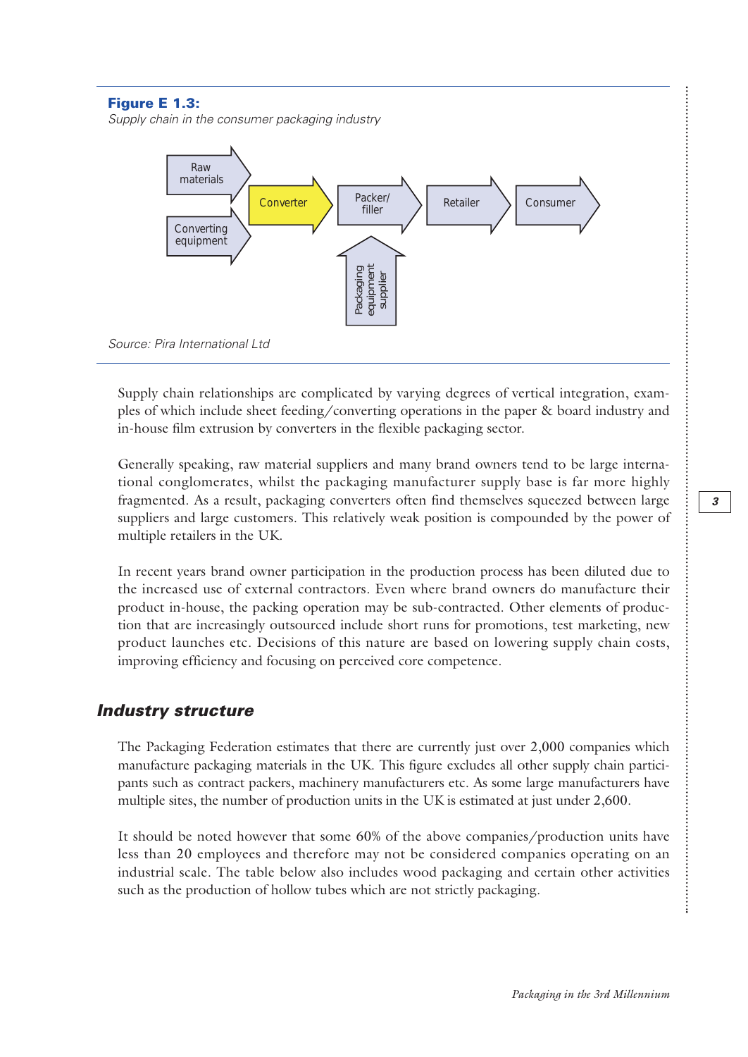**Figure E 1.3:**
*Supply chain in the consumer packaging industry*

Raw materials → Converter
Converting equipment → Converter
Converter → Packer/filler → Retailer → Consumer
Packaging equipment supplier → Packer/filler

*Source: Pira International Ltd*

Supply chain relationships are complicated by varying degrees of vertical integration, examples of which include sheet feeding/converting operations in the paper & board industry and in-house film extrusion by converters in the flexible packaging sector.

Generally speaking, raw material suppliers and many brand owners tend to be large international conglomerates, whilst the packaging manufacturer supply base is far more highly fragmented. As a result, packaging converters often find themselves squeezed between large suppliers and large customers. This relatively weak position is compounded by the power of multiple retailers in the UK.

In recent years brand owner participation in the production process has been diluted due to the increased use of external contractors. Even where brand owners do manufacture their product in-house, the packing operation may be sub-contracted. Other elements of production that are increasingly outsourced include short runs for promotions, test marketing, new product launches etc. Decisions of this nature are based on lowering supply chain costs, improving efficiency and focusing on perceived core competence.

## *Industry structure*

The Packaging Federation estimates that there are currently just over 2,000 companies which manufacture packaging materials in the UK. This figure excludes all other supply chain participants such as contract packers, machinery manufacturers etc. As some large manufacturers have multiple sites, the number of production units in the UK is estimated at just under 2,600.

It should be noted however that some 60% of the above companies/production units have less than 20 employees and therefore may not be considered companies operating on an industrial scale. The table below also includes wood packaging and certain other activities such as the production of hollow tubes which are not strictly packaging.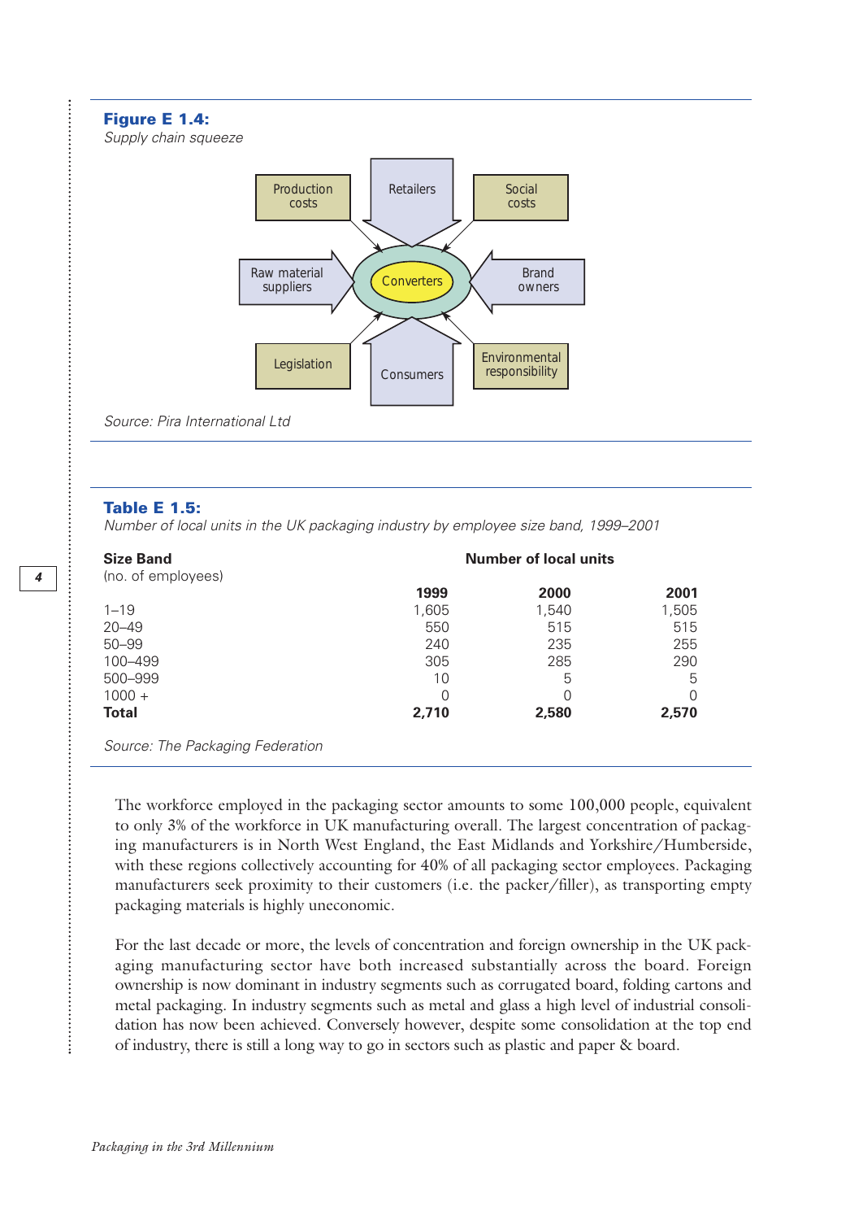**Figure E 1.4:**
*Supply chain squeeze*

Production costs

Retailers

Social costs

Raw material suppliers

Converters

Brand owners

Legislation

Consumers

Environmental responsibility

*Source: Pira International Ltd*

**Table E 1.5:**
*Number of local units in the UK packaging industry by employee size band, 1999–2001*

| **Size Band** (no. of employees) | **Number of local units** | | |
|---|---|---|---|
| | **1999** | **2000** | **2001** |
| 1–19 | 1,605 | 1,540 | 1,505 |
| 20–49 | 550 | 515 | 515 |
| 50–99 | 240 | 235 | 255 |
| 100–499 | 305 | 285 | 290 |
| 500–999 | 10 | 5 | 5 |
| 1000 + | 0 | 0 | 0 |
| **Total** | **2,710** | **2,580** | **2,570** |

*Source: The Packaging Federation*

The workforce employed in the packaging sector amounts to some 100,000 people, equivalent to only 3% of the workforce in UK manufacturing overall. The largest concentration of packaging manufacturers is in North West England, the East Midlands and Yorkshire/Humberside, with these regions collectively accounting for 40% of all packaging sector employees. Packaging manufacturers seek proximity to their customers (i.e. the packer/filler), as transporting empty packaging materials is highly uneconomic.

For the last decade or more, the levels of concentration and foreign ownership in the UK packaging manufacturing sector have both increased substantially across the board. Foreign ownership is now dominant in industry segments such as corrugated board, folding cartons and metal packaging. In industry segments such as metal and glass a high level of industrial consolidation has now been achieved. Conversely however, despite some consolidation at the top end of industry, there is still a long way to go in sectors such as plastic and paper & board.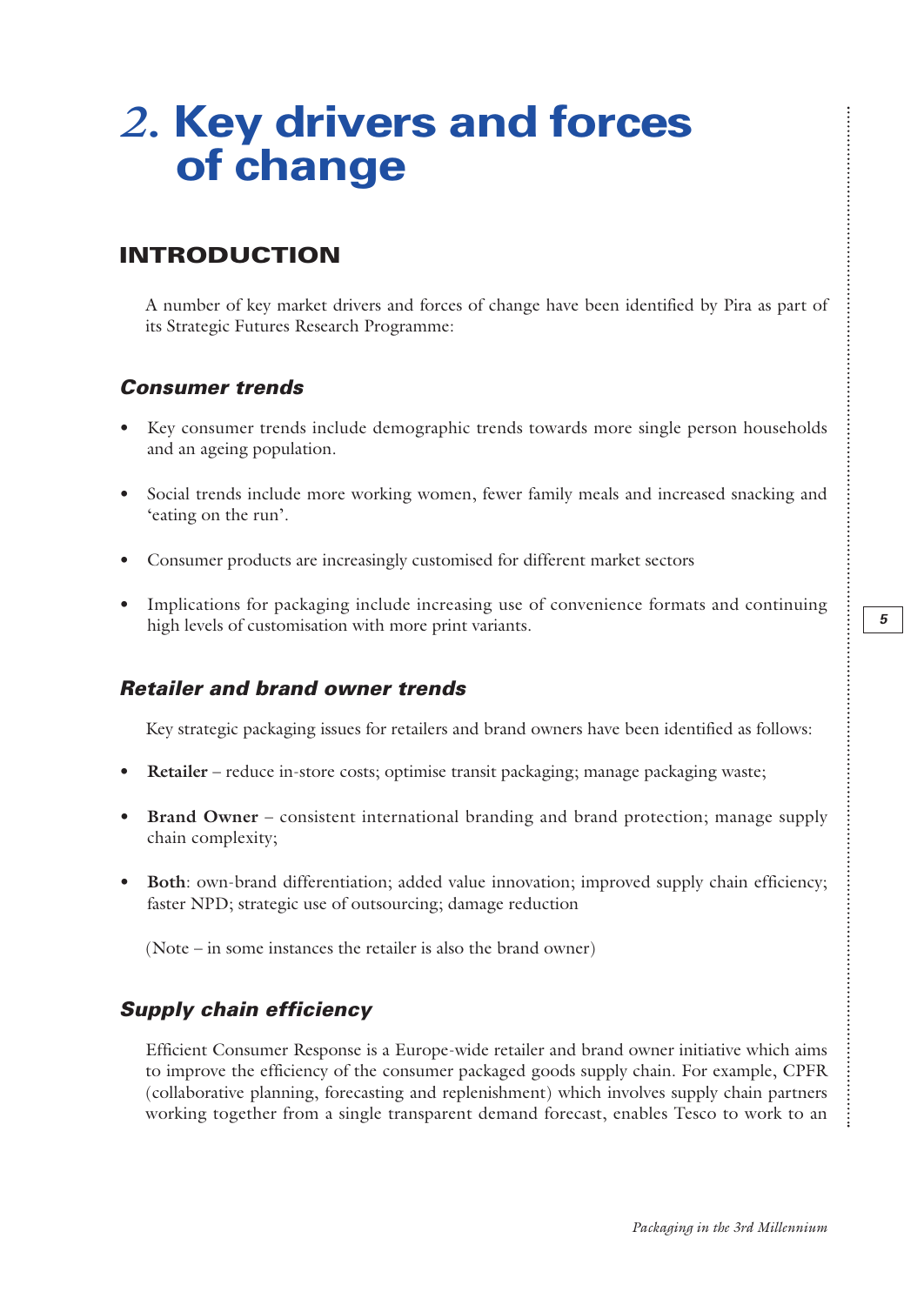# 2. Key drivers and forces of change

## INTRODUCTION

A number of key market drivers and forces of change have been identified by Pira as part of its Strategic Futures Research Programme:

### *Consumer trends*

- Key consumer trends include demographic trends towards more single person households and an ageing population.
- Social trends include more working women, fewer family meals and increased snacking and 'eating on the run'.
- Consumer products are increasingly customised for different market sectors
- Implications for packaging include increasing use of convenience formats and continuing high levels of customisation with more print variants.

### *Retailer and brand owner trends*

Key strategic packaging issues for retailers and brand owners have been identified as follows:

- **Retailer** – reduce in-store costs; optimise transit packaging; manage packaging waste;
- **Brand Owner** – consistent international branding and brand protection; manage supply chain complexity;
- **Both**: own-brand differentiation; added value innovation; improved supply chain efficiency; faster NPD; strategic use of outsourcing; damage reduction

(Note – in some instances the retailer is also the brand owner)

### *Supply chain efficiency*

Efficient Consumer Response is a Europe-wide retailer and brand owner initiative which aims to improve the efficiency of the consumer packaged goods supply chain. For example, CPFR (collaborative planning, forecasting and replenishment) which involves supply chain partners working together from a single transparent demand forecast, enables Tesco to work to an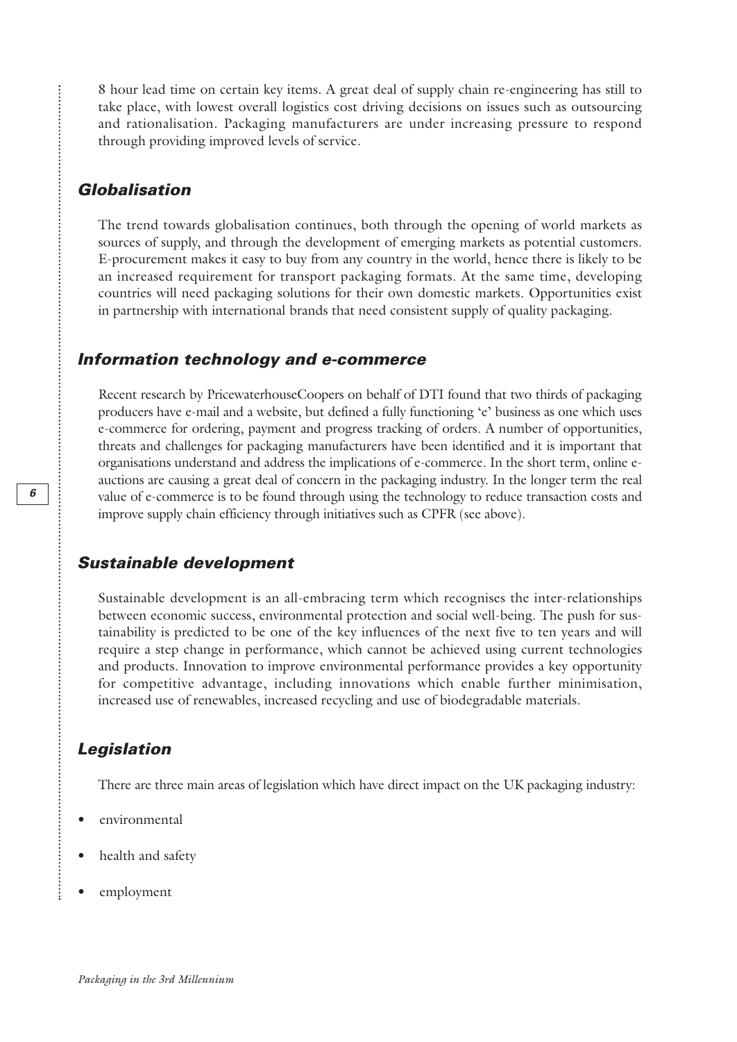8 hour lead time on certain key items. A great deal of supply chain re-engineering has still to take place, with lowest overall logistics cost driving decisions on issues such as outsourcing and rationalisation. Packaging manufacturers are under increasing pressure to respond through providing improved levels of service.

## *Globalisation*

The trend towards globalisation continues, both through the opening of world markets as sources of supply, and through the development of emerging markets as potential customers. E-procurement makes it easy to buy from any country in the world, hence there is likely to be an increased requirement for transport packaging formats. At the same time, developing countries will need packaging solutions for their own domestic markets. Opportunities exist in partnership with international brands that need consistent supply of quality packaging.

## *Information technology and e-commerce*

Recent research by PricewaterhouseCoopers on behalf of DTI found that two thirds of packaging producers have e-mail and a website, but defined a fully functioning 'e' business as one which uses e-commerce for ordering, payment and progress tracking of orders. A number of opportunities, threats and challenges for packaging manufacturers have been identified and it is important that organisations understand and address the implications of e-commerce. In the short term, online e-auctions are causing a great deal of concern in the packaging industry. In the longer term the real value of e-commerce is to be found through using the technology to reduce transaction costs and improve supply chain efficiency through initiatives such as CPFR (see above).

## *Sustainable development*

Sustainable development is an all-embracing term which recognises the inter-relationships between economic success, environmental protection and social well-being. The push for sustainability is predicted to be one of the key influences of the next five to ten years and will require a step change in performance, which cannot be achieved using current technologies and products. Innovation to improve environmental performance provides a key opportunity for competitive advantage, including innovations which enable further minimisation, increased use of renewables, increased recycling and use of biodegradable materials.

## *Legislation*

There are three main areas of legislation which have direct impact on the UK packaging industry:

- environmental
- health and safety
- employment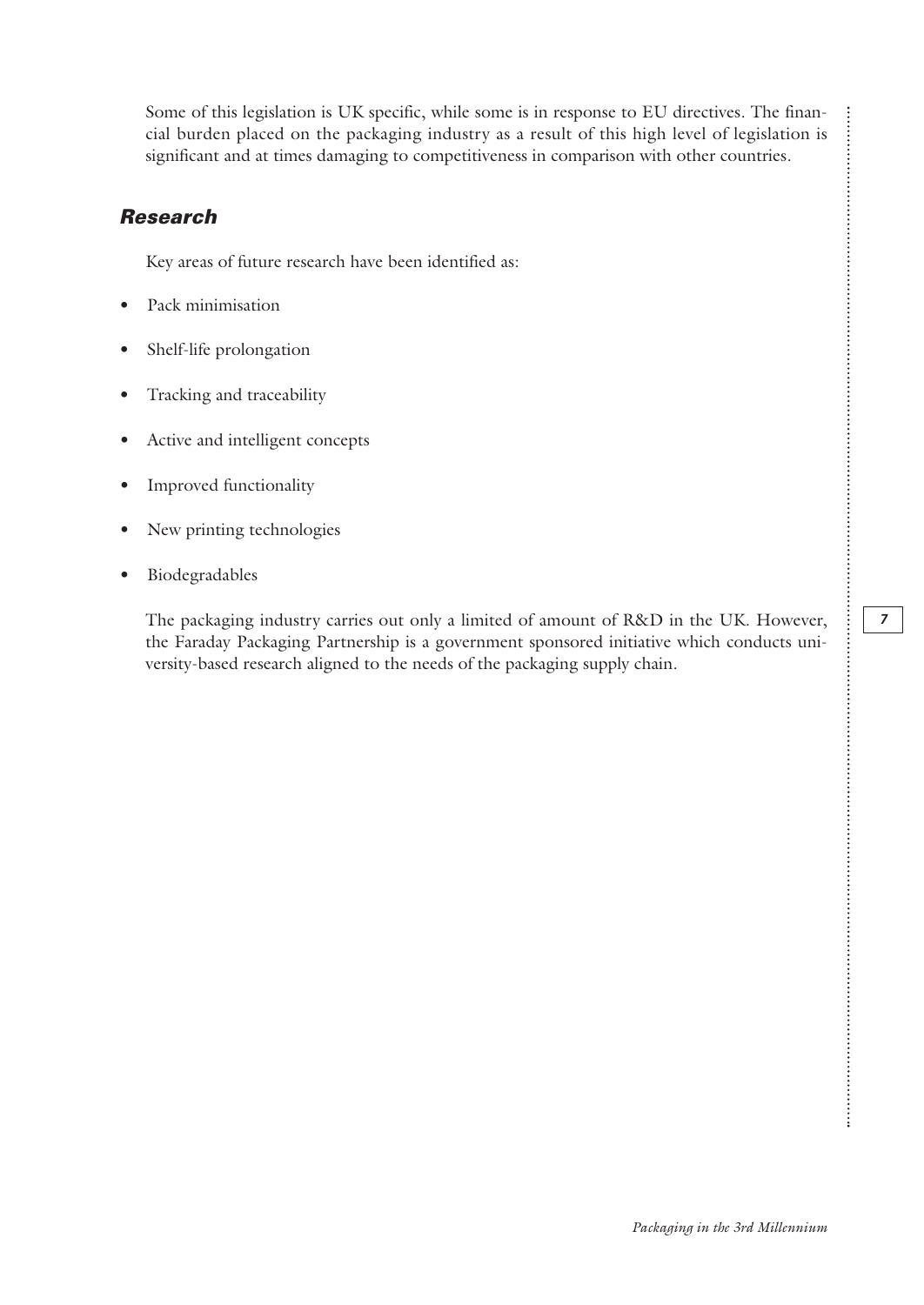Some of this legislation is UK specific, while some is in response to EU directives. The financial burden placed on the packaging industry as a result of this high level of legislation is significant and at times damaging to competitiveness in comparison with other countries.

## *Research*

Key areas of future research have been identified as:

- Pack minimisation
- Shelf-life prolongation
- Tracking and traceability
- Active and intelligent concepts
- Improved functionality
- New printing technologies
- Biodegradables

The packaging industry carries out only a limited of amount of R&D in the UK. However, the Faraday Packaging Partnership is a government sponsored initiative which conducts university-based research aligned to the needs of the packaging supply chain.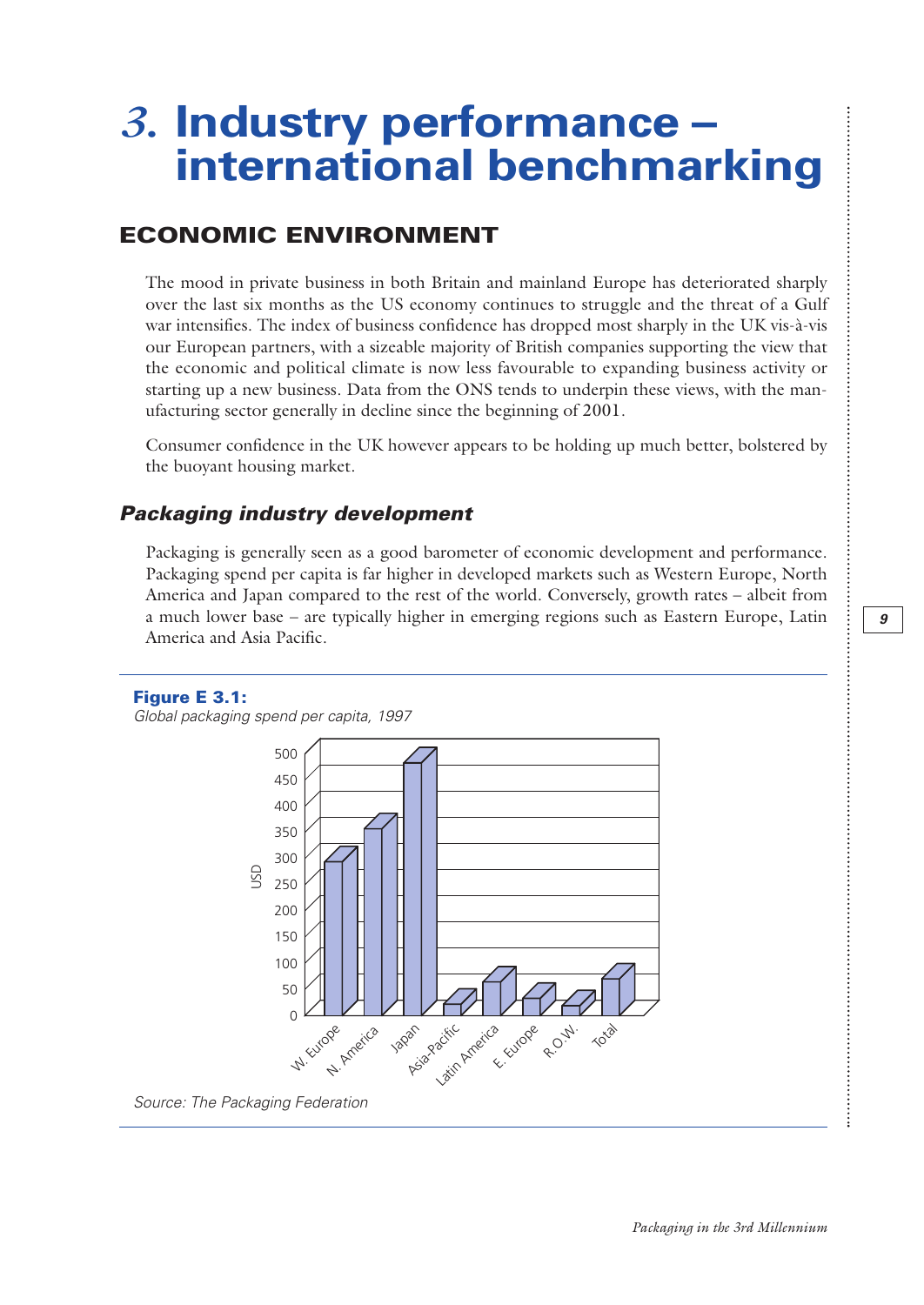# 3. Industry performance – international benchmarking

## ECONOMIC ENVIRONMENT

The mood in private business in both Britain and mainland Europe has deteriorated sharply over the last six months as the US economy continues to struggle and the threat of a Gulf war intensifies. The index of business confidence has dropped most sharply in the UK vis-à-vis our European partners, with a sizeable majority of British companies supporting the view that the economic and political climate is now less favourable to expanding business activity or starting up a new business. Data from the ONS tends to underpin these views, with the manufacturing sector generally in decline since the beginning of 2001.

Consumer confidence in the UK however appears to be holding up much better, bolstered by the buoyant housing market.

### *Packaging industry development*

Packaging is generally seen as a good barometer of economic development and performance. Packaging spend per capita is far higher in developed markets such as Western Europe, North America and Japan compared to the rest of the world. Conversely, growth rates – albeit from a much lower base – are typically higher in emerging regions such as Eastern Europe, Latin America and Asia Pacific.

**Figure E 3.1:**
*Global packaging spend per capita, 1997*

*Source: The Packaging Federation*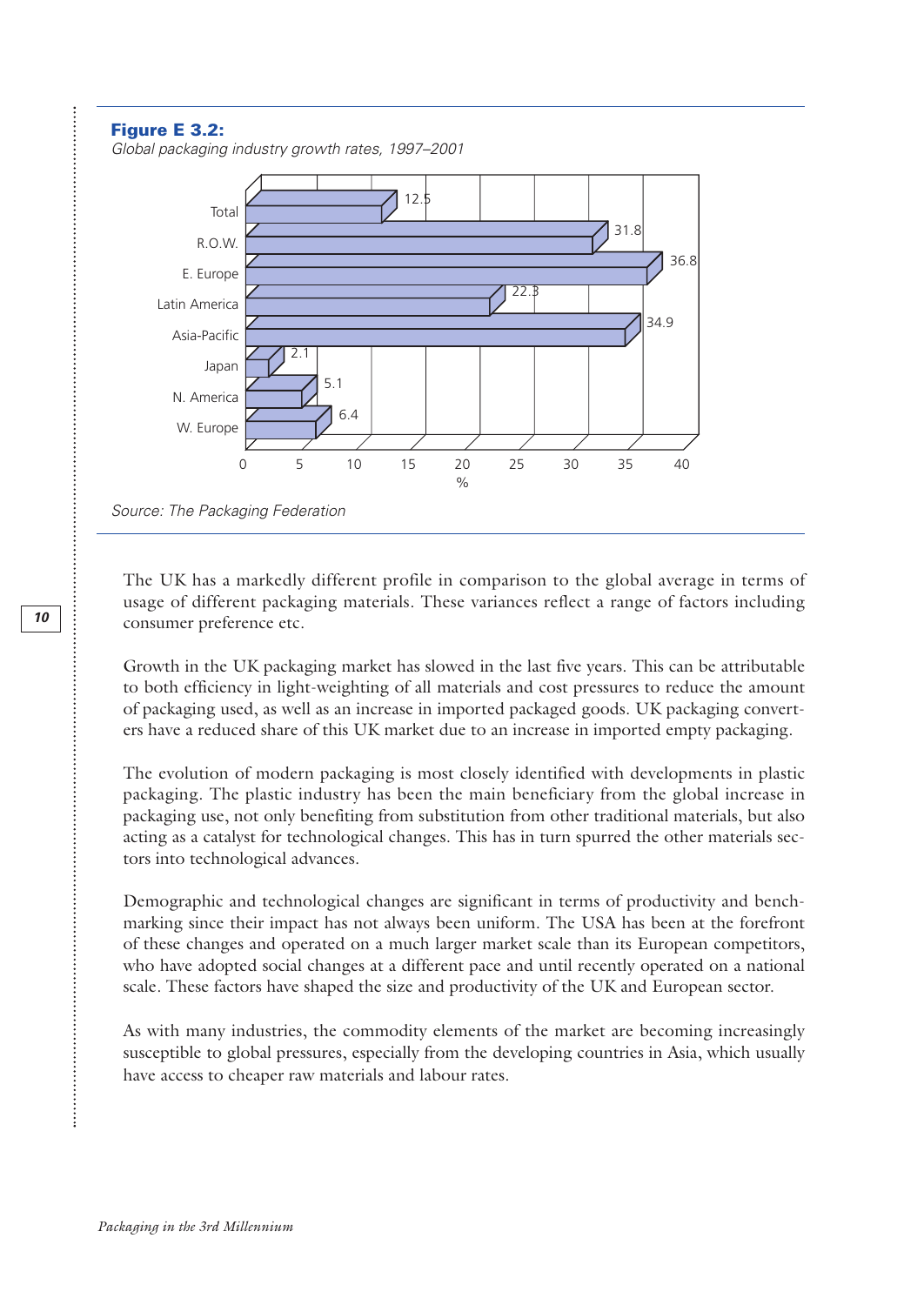**Figure E 3.2:**
*Global packaging industry growth rates, 1997–2001*

| Region | Growth (%) |
|---|---|
| Total | 12.5 |
| R.O.W. | 31.8 |
| E. Europe | 36.8 |
| Latin America | 22.3 |
| Asia-Pacific | 34.9 |
| Japan | 2.1 |
| N. America | 5.1 |
| W. Europe | 6.4 |

*Source: The Packaging Federation*

The UK has a markedly different profile in comparison to the global average in terms of usage of different packaging materials. These variances reflect a range of factors including consumer preference etc.

Growth in the UK packaging market has slowed in the last five years. This can be attributable to both efficiency in light-weighting of all materials and cost pressures to reduce the amount of packaging used, as well as an increase in imported packaged goods. UK packaging converters have a reduced share of this UK market due to an increase in imported empty packaging.

The evolution of modern packaging is most closely identified with developments in plastic packaging. The plastic industry has been the main beneficiary from the global increase in packaging use, not only benefiting from substitution from other traditional materials, but also acting as a catalyst for technological changes. This has in turn spurred the other materials sectors into technological advances.

Demographic and technological changes are significant in terms of productivity and benchmarking since their impact has not always been uniform. The USA has been at the forefront of these changes and operated on a much larger market scale than its European competitors, who have adopted social changes at a different pace and until recently operated on a national scale. These factors have shaped the size and productivity of the UK and European sector.

As with many industries, the commodity elements of the market are becoming increasingly susceptible to global pressures, especially from the developing countries in Asia, which usually have access to cheaper raw materials and labour rates.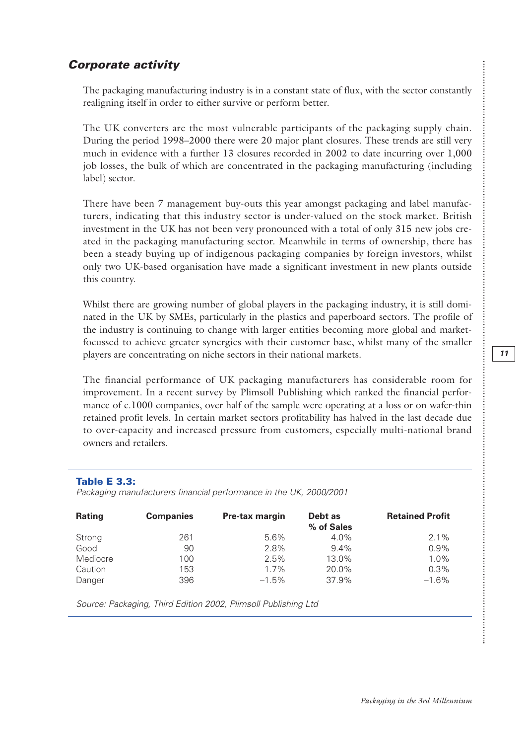## *Corporate activity*

The packaging manufacturing industry is in a constant state of flux, with the sector constantly realigning itself in order to either survive or perform better.

The UK converters are the most vulnerable participants of the packaging supply chain. During the period 1998–2000 there were 20 major plant closures. These trends are still very much in evidence with a further 13 closures recorded in 2002 to date incurring over 1,000 job losses, the bulk of which are concentrated in the packaging manufacturing (including label) sector.

There have been 7 management buy-outs this year amongst packaging and label manufacturers, indicating that this industry sector is under-valued on the stock market. British investment in the UK has not been very pronounced with a total of only 315 new jobs created in the packaging manufacturing sector. Meanwhile in terms of ownership, there has been a steady buying up of indigenous packaging companies by foreign investors, whilst only two UK-based organisation have made a significant investment in new plants outside this country.

Whilst there are growing number of global players in the packaging industry, it is still dominated in the UK by SMEs, particularly in the plastics and paperboard sectors. The profile of the industry is continuing to change with larger entities becoming more global and market-focussed to achieve greater synergies with their customer base, whilst many of the smaller players are concentrating on niche sectors in their national markets.

The financial performance of UK packaging manufacturers has considerable room for improvement. In a recent survey by Plimsoll Publishing which ranked the financial performance of c.1000 companies, over half of the sample were operating at a loss or on wafer-thin retained profit levels. In certain market sectors profitability has halved in the last decade due to over-capacity and increased pressure from customers, especially multi-national brand owners and retailers.

**Table E 3.3:**
*Packaging manufacturers financial performance in the UK, 2000/2001*

| Rating | Companies | Pre-tax margin | Debt as % of Sales | Retained Profit |
|---|---|---|---|---|
| Strong | 261 | 5.6% | 4.0% | 2.1% |
| Good | 90 | 2.8% | 9.4% | 0.9% |
| Mediocre | 100 | 2.5% | 13.0% | 1.0% |
| Caution | 153 | 1.7% | 20.0% | 0.3% |
| Danger | 396 | –1.5% | 37.9% | –1.6% |

*Source: Packaging, Third Edition 2002, Plimsoll Publishing Ltd*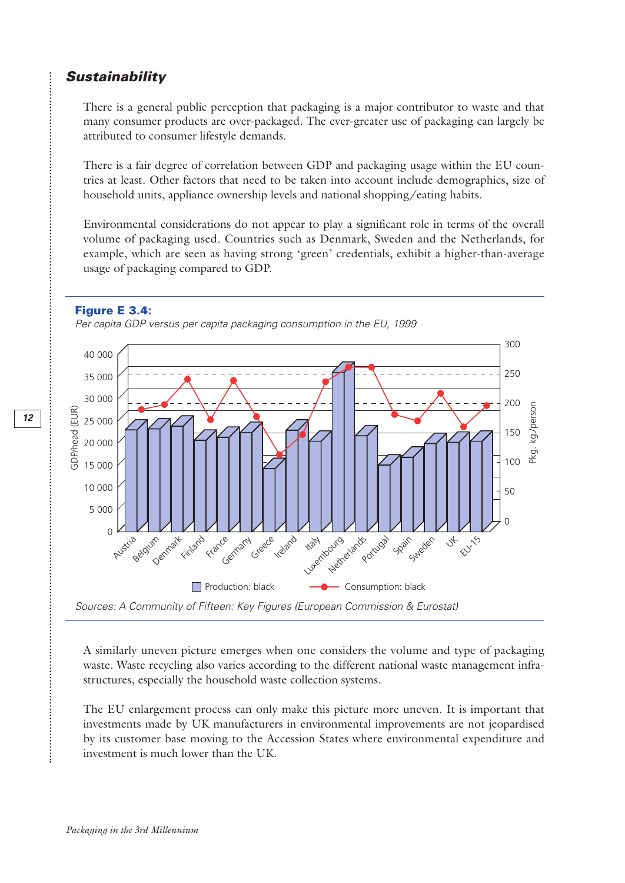## Sustainability

There is a general public perception that packaging is a major contributor to waste and that many consumer products are over-packaged. The ever-greater use of packaging can largely be attributed to consumer lifestyle demands.

There is a fair degree of correlation between GDP and packaging usage within the EU countries at least. Other factors that need to be taken into account include demographics, size of household units, appliance ownership levels and national shopping/eating habits.

Environmental considerations do not appear to play a significant role in terms of the overall volume of packaging used. Countries such as Denmark, Sweden and the Netherlands, for example, which are seen as having strong 'green' credentials, exhibit a higher-than-average usage of packaging compared to GDP.

**Figure E 3.4:**

*Per capita GDP versus per capita packaging consumption in the EU, 1999*

*Sources: A Community of Fifteen: Key Figures (European Commission & Eurostat)*

A similarly uneven picture emerges when one considers the volume and type of packaging waste. Waste recycling also varies according to the different national waste management infrastructures, especially the household waste collection systems.

The EU enlargement process can only make this picture more uneven. It is important that investments made by UK manufacturers in environmental improvements are not jeopardised by its customer base moving to the Accession States where environmental expenditure and investment is much lower than the UK.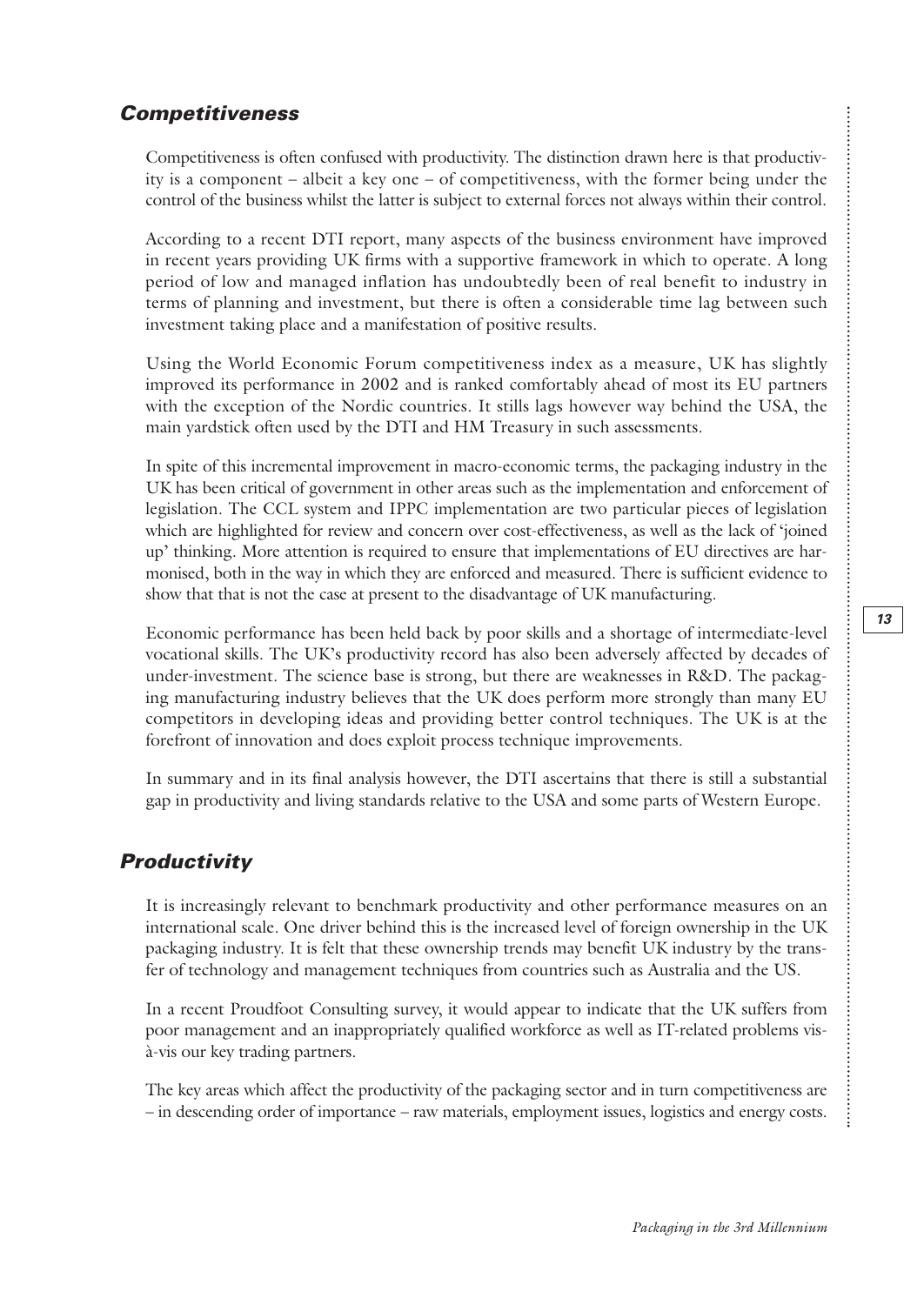## *Competitiveness*

Competitiveness is often confused with productivity. The distinction drawn here is that productivity is a component – albeit a key one – of competitiveness, with the former being under the control of the business whilst the latter is subject to external forces not always within their control.

According to a recent DTI report, many aspects of the business environment have improved in recent years providing UK firms with a supportive framework in which to operate. A long period of low and managed inflation has undoubtedly been of real benefit to industry in terms of planning and investment, but there is often a considerable time lag between such investment taking place and a manifestation of positive results.

Using the World Economic Forum competitiveness index as a measure, UK has slightly improved its performance in 2002 and is ranked comfortably ahead of most its EU partners with the exception of the Nordic countries. It stills lags however way behind the USA, the main yardstick often used by the DTI and HM Treasury in such assessments.

In spite of this incremental improvement in macro-economic terms, the packaging industry in the UK has been critical of government in other areas such as the implementation and enforcement of legislation. The CCL system and IPPC implementation are two particular pieces of legislation which are highlighted for review and concern over cost-effectiveness, as well as the lack of 'joined up' thinking. More attention is required to ensure that implementations of EU directives are harmonised, both in the way in which they are enforced and measured. There is sufficient evidence to show that that is not the case at present to the disadvantage of UK manufacturing.

Economic performance has been held back by poor skills and a shortage of intermediate-level vocational skills. The UK's productivity record has also been adversely affected by decades of under-investment. The science base is strong, but there are weaknesses in R&D. The packaging manufacturing industry believes that the UK does perform more strongly than many EU competitors in developing ideas and providing better control techniques. The UK is at the forefront of innovation and does exploit process technique improvements.

In summary and in its final analysis however, the DTI ascertains that there is still a substantial gap in productivity and living standards relative to the USA and some parts of Western Europe.

## *Productivity*

It is increasingly relevant to benchmark productivity and other performance measures on an international scale. One driver behind this is the increased level of foreign ownership in the UK packaging industry. It is felt that these ownership trends may benefit UK industry by the transfer of technology and management techniques from countries such as Australia and the US.

In a recent Proudfoot Consulting survey, it would appear to indicate that the UK suffers from poor management and an inappropriately qualified workforce as well as IT-related problems vis-à-vis our key trading partners.

The key areas which affect the productivity of the packaging sector and in turn competitiveness are – in descending order of importance – raw materials, employment issues, logistics and energy costs.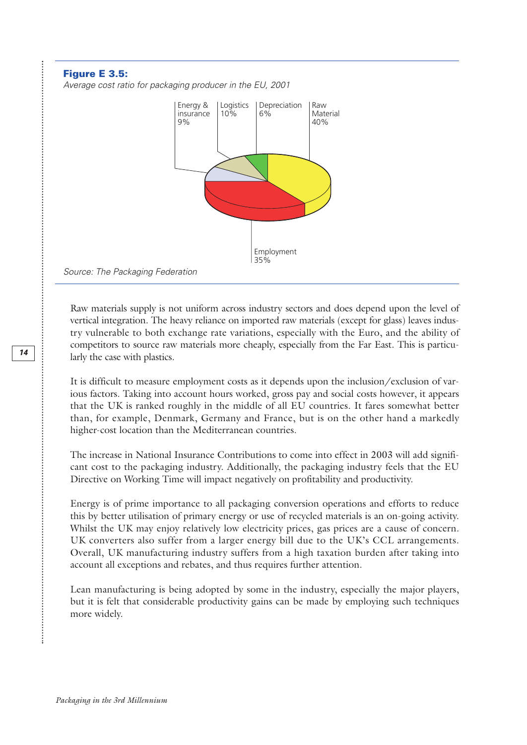**Figure E 3.5:**
*Average cost ratio for packaging producer in the EU, 2001*

Energy & insurance 9%
Logistics 10%
Depreciation 6%
Raw Material 40%
Employment 35%

*Source: The Packaging Federation*

Raw materials supply is not uniform across industry sectors and does depend upon the level of vertical integration. The heavy reliance on imported raw materials (except for glass) leaves industry vulnerable to both exchange rate variations, especially with the Euro, and the ability of competitors to source raw materials more cheaply, especially from the Far East. This is particularly the case with plastics.

It is difficult to measure employment costs as it depends upon the inclusion/exclusion of various factors. Taking into account hours worked, gross pay and social costs however, it appears that the UK is ranked roughly in the middle of all EU countries. It fares somewhat better than, for example, Denmark, Germany and France, but is on the other hand a markedly higher-cost location than the Mediterranean countries.

The increase in National Insurance Contributions to come into effect in 2003 will add significant cost to the packaging industry. Additionally, the packaging industry feels that the EU Directive on Working Time will impact negatively on profitability and productivity.

Energy is of prime importance to all packaging conversion operations and efforts to reduce this by better utilisation of primary energy or use of recycled materials is an on-going activity. Whilst the UK may enjoy relatively low electricity prices, gas prices are a cause of concern. UK converters also suffer from a larger energy bill due to the UK's CCL arrangements. Overall, UK manufacturing industry suffers from a high taxation burden after taking into account all exceptions and rebates, and thus requires further attention.

Lean manufacturing is being adopted by some in the industry, especially the major players, but it is felt that considerable productivity gains can be made by employing such techniques more widely.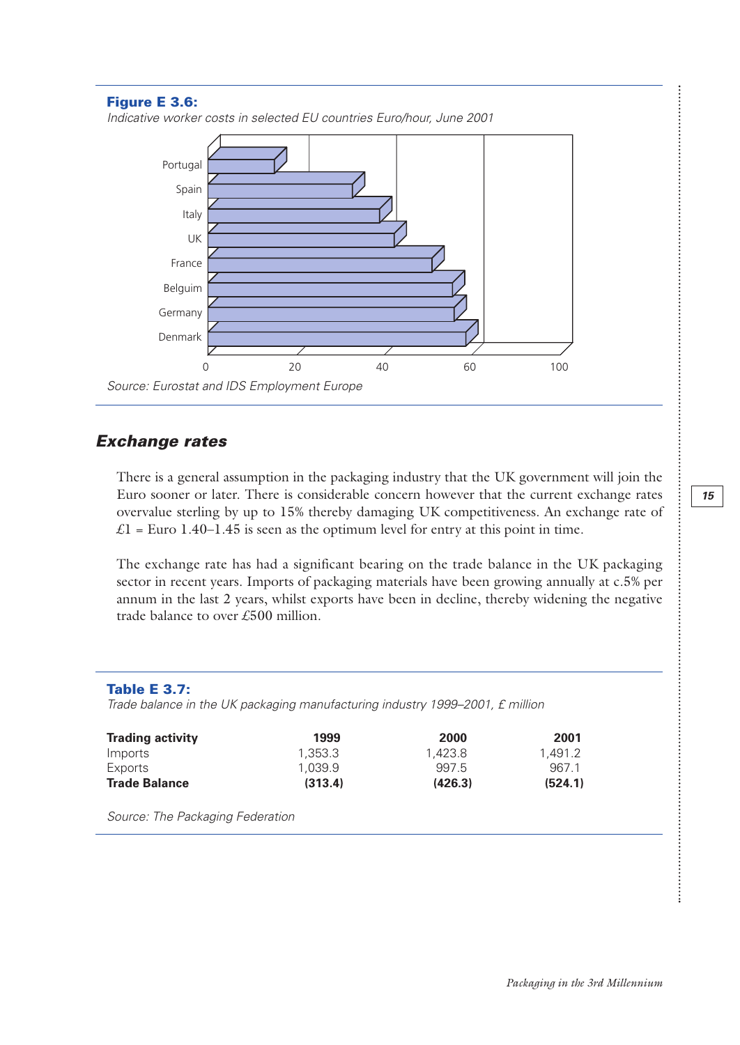**Figure E 3.6:**
*Indicative worker costs in selected EU countries Euro/hour, June 2001*

Portugal
Spain
Italy
UK
France
Belguim
Germany
Denmark

0 20 40 60 100

*Source: Eurostat and IDS Employment Europe*

## *Exchange rates*

There is a general assumption in the packaging industry that the UK government will join the Euro sooner or later. There is considerable concern however that the current exchange rates overvalue sterling by up to 15% thereby damaging UK competitiveness. An exchange rate of £1 = Euro 1.40–1.45 is seen as the optimum level for entry at this point in time.

The exchange rate has had a significant bearing on the trade balance in the UK packaging sector in recent years. Imports of packaging materials have been growing annually at c.5% per annum in the last 2 years, whilst exports have been in decline, thereby widening the negative trade balance to over £500 million.

**Table E 3.7:**
*Trade balance in the UK packaging manufacturing industry 1999–2001, £ million*

| **Trading activity** | **1999** | **2000** | **2001** |
|---|---|---|---|
| Imports | 1,353.3 | 1,423.8 | 1,491.2 |
| Exports | 1,039.9 | 997.5 | 967.1 |
| **Trade Balance** | **(313.4)** | **(426.3)** | **(524.1)** |

*Source: The Packaging Federation*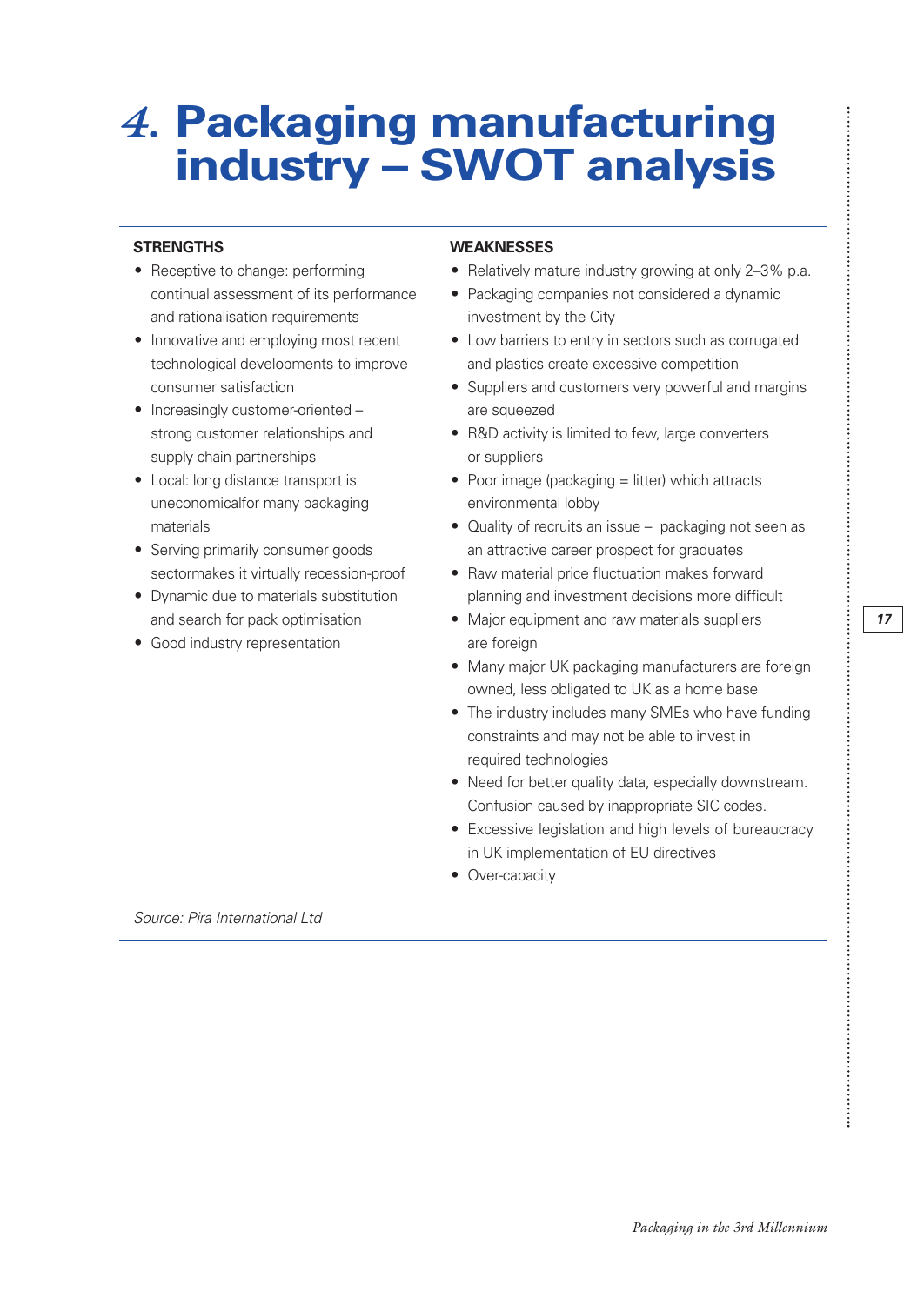# 4. Packaging manufacturing industry – SWOT analysis

**STRENGTHS**

- Receptive to change: performing continual assessment of its performance and rationalisation requirements
- Innovative and employing most recent technological developments to improve consumer satisfaction
- Increasingly customer-oriented – strong customer relationships and supply chain partnerships
- Local: long distance transport is uneconomicalfor many packaging materials
- Serving primarily consumer goods sectormakes it virtually recession-proof
- Dynamic due to materials substitution and search for pack optimisation
- Good industry representation

**WEAKNESSES**

- Relatively mature industry growing at only 2–3% p.a.
- Packaging companies not considered a dynamic investment by the City
- Low barriers to entry in sectors such as corrugated and plastics create excessive competition
- Suppliers and customers very powerful and margins are squeezed
- R&D activity is limited to few, large converters or suppliers
- Poor image (packaging = litter) which attracts environmental lobby
- Quality of recruits an issue – packaging not seen as an attractive career prospect for graduates
- Raw material price fluctuation makes forward planning and investment decisions more difficult
- Major equipment and raw materials suppliers are foreign
- Many major UK packaging manufacturers are foreign owned, less obligated to UK as a home base
- The industry includes many SMEs who have funding constraints and may not be able to invest in required technologies
- Need for better quality data, especially downstream. Confusion caused by inappropriate SIC codes.
- Excessive legislation and high levels of bureaucracy in UK implementation of EU directives
- Over-capacity

*Source: Pira International Ltd*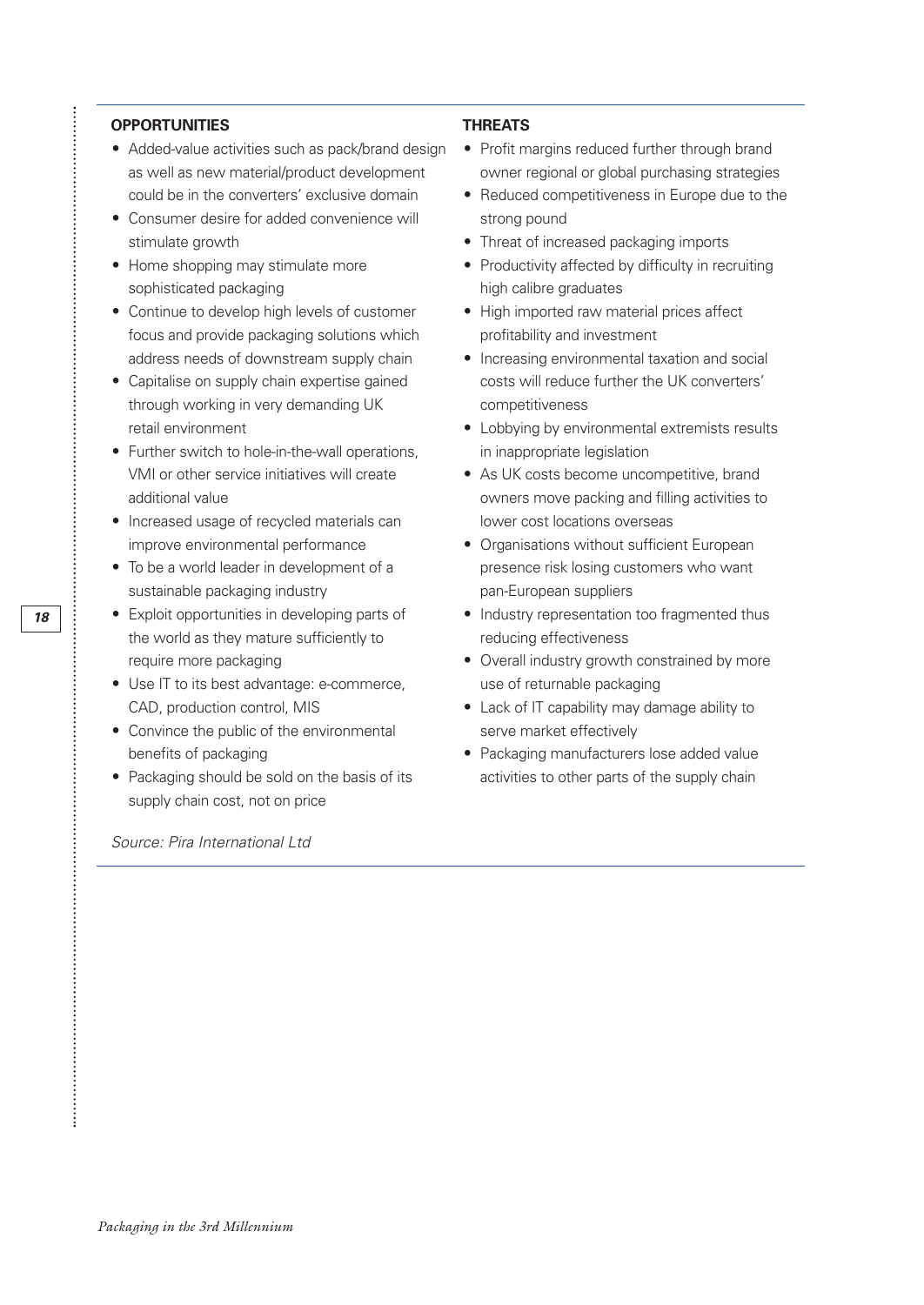**OPPORTUNITIES**

- Added-value activities such as pack/brand design as well as new material/product development could be in the converters' exclusive domain
- Consumer desire for added convenience will stimulate growth
- Home shopping may stimulate more sophisticated packaging
- Continue to develop high levels of customer focus and provide packaging solutions which address needs of downstream supply chain
- Capitalise on supply chain expertise gained through working in very demanding UK retail environment
- Further switch to hole-in-the-wall operations, VMI or other service initiatives will create additional value
- Increased usage of recycled materials can improve environmental performance
- To be a world leader in development of a sustainable packaging industry
- Exploit opportunities in developing parts of the world as they mature sufficiently to require more packaging
- Use IT to its best advantage: e-commerce, CAD, production control, MIS
- Convince the public of the environmental benefits of packaging
- Packaging should be sold on the basis of its supply chain cost, not on price

**THREATS**

- Profit margins reduced further through brand owner regional or global purchasing strategies
- Reduced competitiveness in Europe due to the strong pound
- Threat of increased packaging imports
- Productivity affected by difficulty in recruiting high calibre graduates
- High imported raw material prices affect profitability and investment
- Increasing environmental taxation and social costs will reduce further the UK converters' competitiveness
- Lobbying by environmental extremists results in inappropriate legislation
- As UK costs become uncompetitive, brand owners move packing and filling activities to lower cost locations overseas
- Organisations without sufficient European presence risk losing customers who want pan-European suppliers
- Industry representation too fragmented thus reducing effectiveness
- Overall industry growth constrained by more use of returnable packaging
- Lack of IT capability may damage ability to serve market effectively
- Packaging manufacturers lose added value activities to other parts of the supply chain

*Source: Pira International Ltd*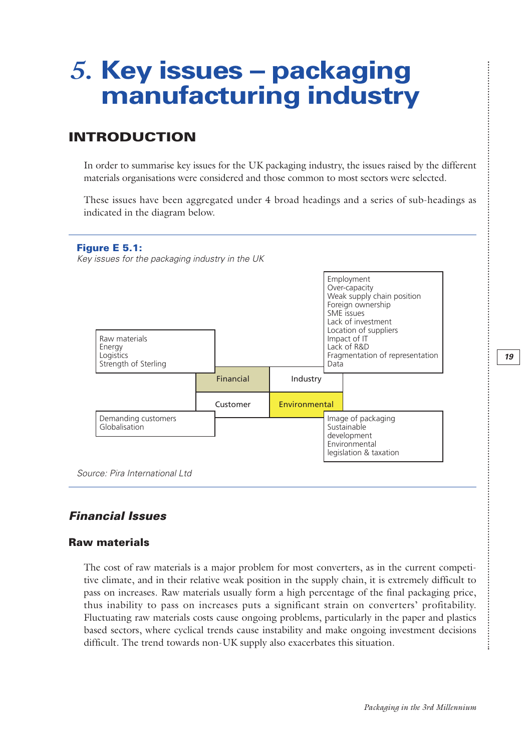# 5. Key issues – packaging manufacturing industry

## INTRODUCTION

In order to summarise key issues for the UK packaging industry, the issues raised by the different materials organisations were considered and those common to most sectors were selected.

These issues have been aggregated under 4 broad headings and a series of sub-headings as indicated in the diagram below.

**Figure E 5.1:**
*Key issues for the packaging industry in the UK*

| Heading | Sub-headings |
| --- | --- |
| Financial | Raw materials, Energy, Logistics, Strength of Sterling |
| Industry | Employment, Over-capacity, Weak supply chain position, Foreign ownership, SME issues, Lack of investment, Location of suppliers, Impact of IT, Lack of R&D, Fragmentation of representation, Data |
| Customer | Demanding customers, Globalisation |
| Environmental | Image of packaging, Sustainable development, Environmental legislation & taxation |

*Source: Pira International Ltd*

### *Financial Issues*

#### Raw materials

The cost of raw materials is a major problem for most converters, as in the current competitive climate, and in their relative weak position in the supply chain, it is extremely difficult to pass on increases. Raw materials usually form a high percentage of the final packaging price, thus inability to pass on increases puts a significant strain on converters' profitability. Fluctuating raw materials costs cause ongoing problems, particularly in the paper and plastics based sectors, where cyclical trends cause instability and make ongoing investment decisions difficult. The trend towards non-UK supply also exacerbates this situation.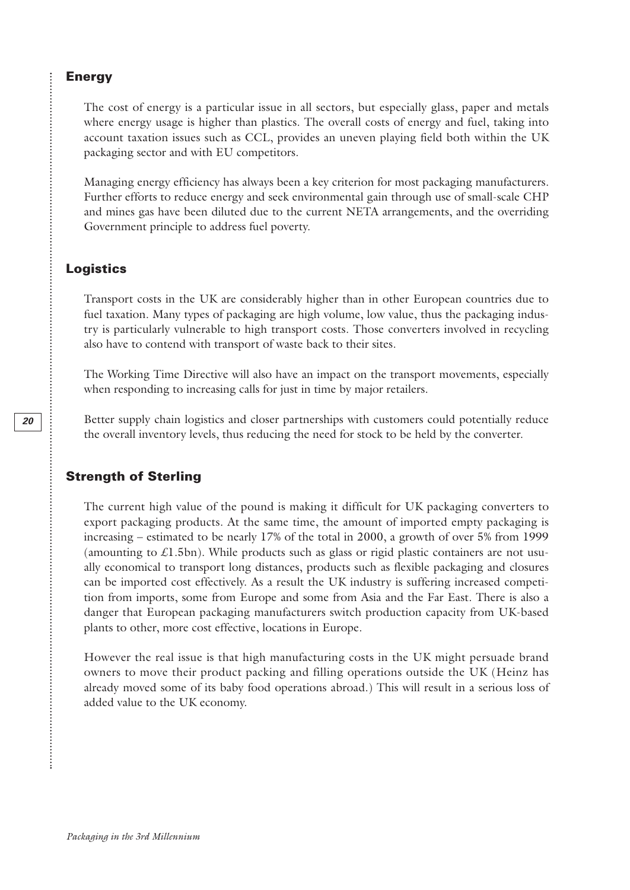## Energy

The cost of energy is a particular issue in all sectors, but especially glass, paper and metals where energy usage is higher than plastics. The overall costs of energy and fuel, taking into account taxation issues such as CCL, provides an uneven playing field both within the UK packaging sector and with EU competitors.

Managing energy efficiency has always been a key criterion for most packaging manufacturers. Further efforts to reduce energy and seek environmental gain through use of small-scale CHP and mines gas have been diluted due to the current NETA arrangements, and the overriding Government principle to address fuel poverty.

## Logistics

Transport costs in the UK are considerably higher than in other European countries due to fuel taxation. Many types of packaging are high volume, low value, thus the packaging industry is particularly vulnerable to high transport costs. Those converters involved in recycling also have to contend with transport of waste back to their sites.

The Working Time Directive will also have an impact on the transport movements, especially when responding to increasing calls for just in time by major retailers.

Better supply chain logistics and closer partnerships with customers could potentially reduce the overall inventory levels, thus reducing the need for stock to be held by the converter.

## Strength of Sterling

The current high value of the pound is making it difficult for UK packaging converters to export packaging products. At the same time, the amount of imported empty packaging is increasing – estimated to be nearly 17% of the total in 2000, a growth of over 5% from 1999 (amounting to £1.5bn). While products such as glass or rigid plastic containers are not usually economical to transport long distances, products such as flexible packaging and closures can be imported cost effectively. As a result the UK industry is suffering increased competition from imports, some from Europe and some from Asia and the Far East. There is also a danger that European packaging manufacturers switch production capacity from UK-based plants to other, more cost effective, locations in Europe.

However the real issue is that high manufacturing costs in the UK might persuade brand owners to move their product packing and filling operations outside the UK (Heinz has already moved some of its baby food operations abroad.) This will result in a serious loss of added value to the UK economy.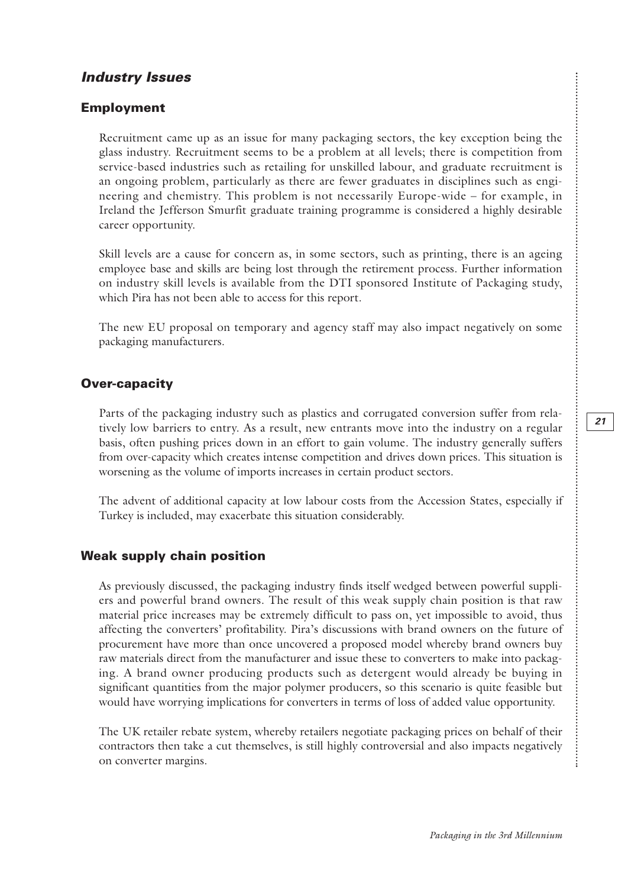## *Industry Issues*

### Employment

Recruitment came up as an issue for many packaging sectors, the key exception being the glass industry. Recruitment seems to be a problem at all levels; there is competition from service-based industries such as retailing for unskilled labour, and graduate recruitment is an ongoing problem, particularly as there are fewer graduates in disciplines such as engineering and chemistry. This problem is not necessarily Europe-wide – for example, in Ireland the Jefferson Smurfit graduate training programme is considered a highly desirable career opportunity.

Skill levels are a cause for concern as, in some sectors, such as printing, there is an ageing employee base and skills are being lost through the retirement process. Further information on industry skill levels is available from the DTI sponsored Institute of Packaging study, which Pira has not been able to access for this report.

The new EU proposal on temporary and agency staff may also impact negatively on some packaging manufacturers.

### Over-capacity

Parts of the packaging industry such as plastics and corrugated conversion suffer from relatively low barriers to entry. As a result, new entrants move into the industry on a regular basis, often pushing prices down in an effort to gain volume. The industry generally suffers from over-capacity which creates intense competition and drives down prices. This situation is worsening as the volume of imports increases in certain product sectors.

The advent of additional capacity at low labour costs from the Accession States, especially if Turkey is included, may exacerbate this situation considerably.

### Weak supply chain position

As previously discussed, the packaging industry finds itself wedged between powerful suppliers and powerful brand owners. The result of this weak supply chain position is that raw material price increases may be extremely difficult to pass on, yet impossible to avoid, thus affecting the converters' profitability. Pira's discussions with brand owners on the future of procurement have more than once uncovered a proposed model whereby brand owners buy raw materials direct from the manufacturer and issue these to converters to make into packaging. A brand owner producing products such as detergent would already be buying in significant quantities from the major polymer producers, so this scenario is quite feasible but would have worrying implications for converters in terms of loss of added value opportunity.

The UK retailer rebate system, whereby retailers negotiate packaging prices on behalf of their contractors then take a cut themselves, is still highly controversial and also impacts negatively on converter margins.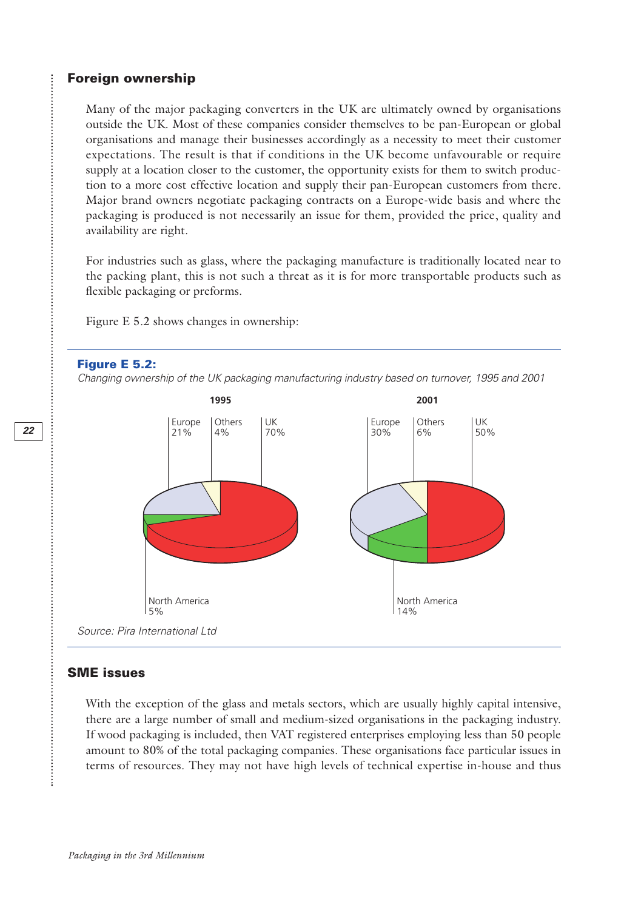## Foreign ownership

Many of the major packaging converters in the UK are ultimately owned by organisations outside the UK. Most of these companies consider themselves to be pan-European or global organisations and manage their businesses accordingly as a necessity to meet their customer expectations. The result is that if conditions in the UK become unfavourable or require supply at a location closer to the customer, the opportunity exists for them to switch production to a more cost effective location and supply their pan-European customers from there. Major brand owners negotiate packaging contracts on a Europe-wide basis and where the packaging is produced is not necessarily an issue for them, provided the price, quality and availability are right.

For industries such as glass, where the packaging manufacture is traditionally located near to the packing plant, this is not such a threat as it is for more transportable products such as flexible packaging or preforms.

Figure E 5.2 shows changes in ownership:

**Figure E 5.2:**

*Changing ownership of the UK packaging manufacturing industry based on turnover, 1995 and 2001*

| | 1995 | 2001 |
|---|---|---|
| Europe | 21% | 30% |
| Others | 4% | 6% |
| UK | 70% | 50% |
| North America | 5% | 14% |

*Source: Pira International Ltd*

## SME issues

With the exception of the glass and metals sectors, which are usually highly capital intensive, there are a large number of small and medium-sized organisations in the packaging industry. If wood packaging is included, then VAT registered enterprises employing less than 50 people amount to 80% of the total packaging companies. These organisations face particular issues in terms of resources. They may not have high levels of technical expertise in-house and thus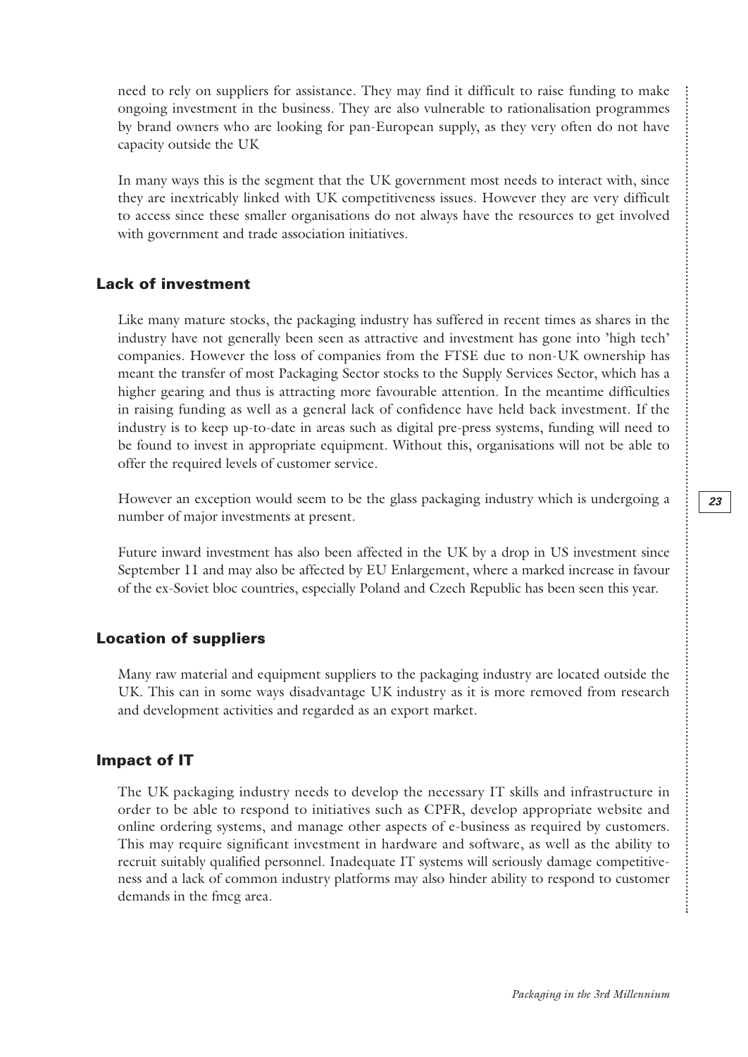need to rely on suppliers for assistance. They may find it difficult to raise funding to make ongoing investment in the business. They are also vulnerable to rationalisation programmes by brand owners who are looking for pan-European supply, as they very often do not have capacity outside the UK

In many ways this is the segment that the UK government most needs to interact with, since they are inextricably linked with UK competitiveness issues. However they are very difficult to access since these smaller organisations do not always have the resources to get involved with government and trade association initiatives.

### Lack of investment

Like many mature stocks, the packaging industry has suffered in recent times as shares in the industry have not generally been seen as attractive and investment has gone into 'high tech' companies. However the loss of companies from the FTSE due to non-UK ownership has meant the transfer of most Packaging Sector stocks to the Supply Services Sector, which has a higher gearing and thus is attracting more favourable attention. In the meantime difficulties in raising funding as well as a general lack of confidence have held back investment. If the industry is to keep up-to-date in areas such as digital pre-press systems, funding will need to be found to invest in appropriate equipment. Without this, organisations will not be able to offer the required levels of customer service.

However an exception would seem to be the glass packaging industry which is undergoing a number of major investments at present.

Future inward investment has also been affected in the UK by a drop in US investment since September 11 and may also be affected by EU Enlargement, where a marked increase in favour of the ex-Soviet bloc countries, especially Poland and Czech Republic has been seen this year.

### Location of suppliers

Many raw material and equipment suppliers to the packaging industry are located outside the UK. This can in some ways disadvantage UK industry as it is more removed from research and development activities and regarded as an export market.

### Impact of IT

The UK packaging industry needs to develop the necessary IT skills and infrastructure in order to be able to respond to initiatives such as CPFR, develop appropriate website and online ordering systems, and manage other aspects of e-business as required by customers. This may require significant investment in hardware and software, as well as the ability to recruit suitably qualified personnel. Inadequate IT systems will seriously damage competitiveness and a lack of common industry platforms may also hinder ability to respond to customer demands in the fmcg area.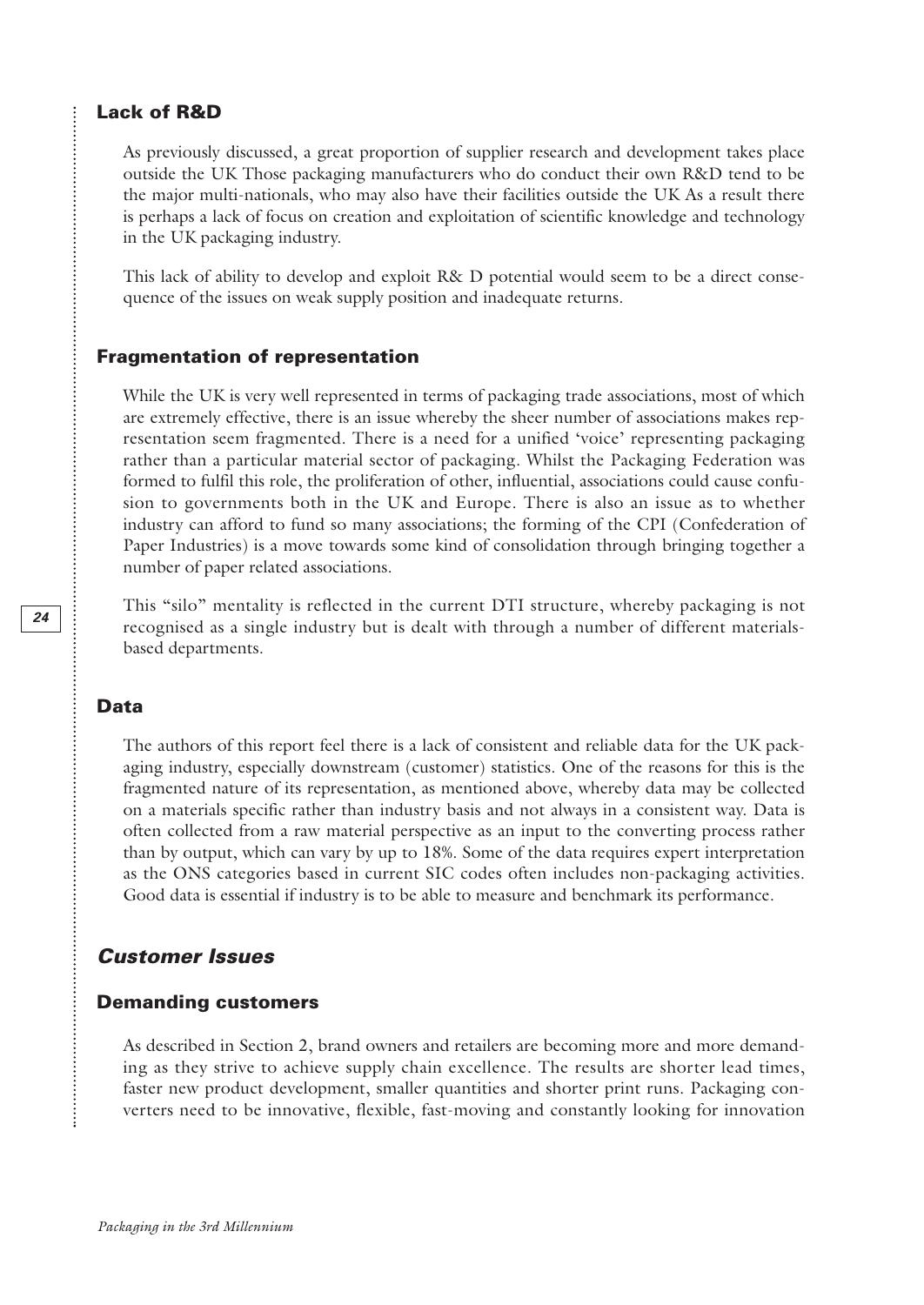### Lack of R&D

As previously discussed, a great proportion of supplier research and development takes place outside the UK Those packaging manufacturers who do conduct their own R&D tend to be the major multi-nationals, who may also have their facilities outside the UK As a result there is perhaps a lack of focus on creation and exploitation of scientific knowledge and technology in the UK packaging industry.

This lack of ability to develop and exploit R& D potential would seem to be a direct consequence of the issues on weak supply position and inadequate returns.

### Fragmentation of representation

While the UK is very well represented in terms of packaging trade associations, most of which are extremely effective, there is an issue whereby the sheer number of associations makes representation seem fragmented. There is a need for a unified 'voice' representing packaging rather than a particular material sector of packaging. Whilst the Packaging Federation was formed to fulfil this role, the proliferation of other, influential, associations could cause confusion to governments both in the UK and Europe. There is also an issue as to whether industry can afford to fund so many associations; the forming of the CPI (Confederation of Paper Industries) is a move towards some kind of consolidation through bringing together a number of paper related associations.

This "silo" mentality is reflected in the current DTI structure, whereby packaging is not recognised as a single industry but is dealt with through a number of different materials-based departments.

### Data

The authors of this report feel there is a lack of consistent and reliable data for the UK packaging industry, especially downstream (customer) statistics. One of the reasons for this is the fragmented nature of its representation, as mentioned above, whereby data may be collected on a materials specific rather than industry basis and not always in a consistent way. Data is often collected from a raw material perspective as an input to the converting process rather than by output, which can vary by up to 18%. Some of the data requires expert interpretation as the ONS categories based in current SIC codes often includes non-packaging activities. Good data is essential if industry is to be able to measure and benchmark its performance.

## *Customer Issues*

### Demanding customers

As described in Section 2, brand owners and retailers are becoming more and more demanding as they strive to achieve supply chain excellence. The results are shorter lead times, faster new product development, smaller quantities and shorter print runs. Packaging converters need to be innovative, flexible, fast-moving and constantly looking for innovation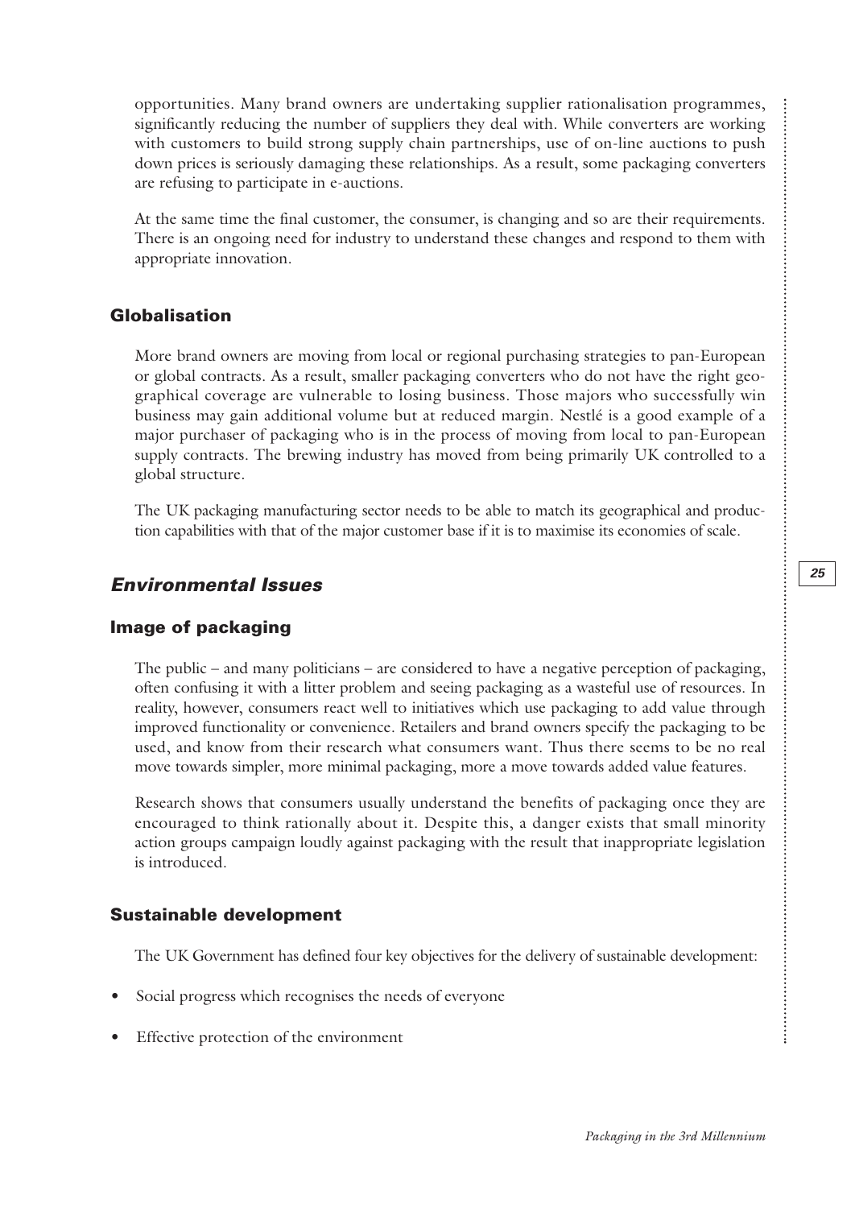opportunities. Many brand owners are undertaking supplier rationalisation programmes, significantly reducing the number of suppliers they deal with. While converters are working with customers to build strong supply chain partnerships, use of on-line auctions to push down prices is seriously damaging these relationships. As a result, some packaging converters are refusing to participate in e-auctions.

At the same time the final customer, the consumer, is changing and so are their requirements. There is an ongoing need for industry to understand these changes and respond to them with appropriate innovation.

### Globalisation

More brand owners are moving from local or regional purchasing strategies to pan-European or global contracts. As a result, smaller packaging converters who do not have the right geographical coverage are vulnerable to losing business. Those majors who successfully win business may gain additional volume but at reduced margin. Nestlé is a good example of a major purchaser of packaging who is in the process of moving from local to pan-European supply contracts. The brewing industry has moved from being primarily UK controlled to a global structure.

The UK packaging manufacturing sector needs to be able to match its geographical and production capabilities with that of the major customer base if it is to maximise its economies of scale.

## *Environmental Issues*

### Image of packaging

The public – and many politicians – are considered to have a negative perception of packaging, often confusing it with a litter problem and seeing packaging as a wasteful use of resources. In reality, however, consumers react well to initiatives which use packaging to add value through improved functionality or convenience. Retailers and brand owners specify the packaging to be used, and know from their research what consumers want. Thus there seems to be no real move towards simpler, more minimal packaging, more a move towards added value features.

Research shows that consumers usually understand the benefits of packaging once they are encouraged to think rationally about it. Despite this, a danger exists that small minority action groups campaign loudly against packaging with the result that inappropriate legislation is introduced.

### Sustainable development

The UK Government has defined four key objectives for the delivery of sustainable development:

- Social progress which recognises the needs of everyone
- Effective protection of the environment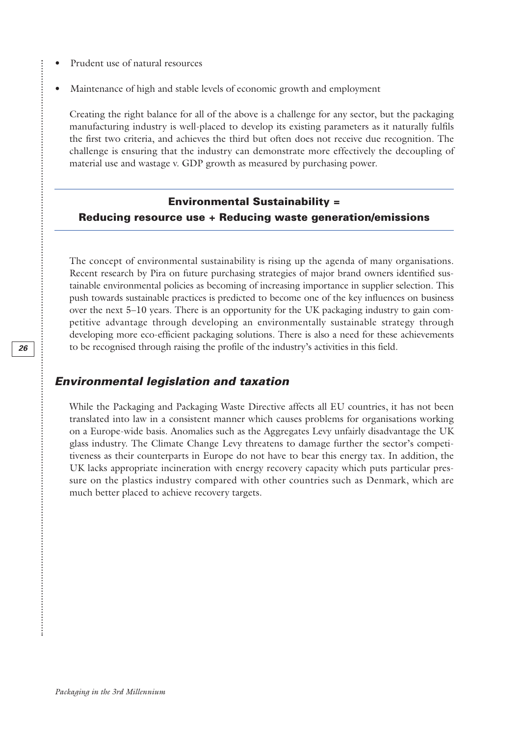- Prudent use of natural resources
- Maintenance of high and stable levels of economic growth and employment

Creating the right balance for all of the above is a challenge for any sector, but the packaging manufacturing industry is well-placed to develop its existing parameters as it naturally fulfils the first two criteria, and achieves the third but often does not receive due recognition. The challenge is ensuring that the industry can demonstrate more effectively the decoupling of material use and wastage v. GDP growth as measured by purchasing power.

---

**Environmental Sustainability =**
**Reducing resource use + Reducing waste generation/emissions**

---

The concept of environmental sustainability is rising up the agenda of many organisations. Recent research by Pira on future purchasing strategies of major brand owners identified sustainable environmental policies as becoming of increasing importance in supplier selection. This push towards sustainable practices is predicted to become one of the key influences on business over the next 5–10 years. There is an opportunity for the UK packaging industry to gain competitive advantage through developing an environmentally sustainable strategy through developing more eco-efficient packaging solutions. There is also a need for these achievements to be recognised through raising the profile of the industry's activities in this field.

## *Environmental legislation and taxation*

While the Packaging and Packaging Waste Directive affects all EU countries, it has not been translated into law in a consistent manner which causes problems for organisations working on a Europe-wide basis. Anomalies such as the Aggregates Levy unfairly disadvantage the UK glass industry. The Climate Change Levy threatens to damage further the sector's competitiveness as their counterparts in Europe do not have to bear this energy tax. In addition, the UK lacks appropriate incineration with energy recovery capacity which puts particular pressure on the plastics industry compared with other countries such as Denmark, which are much better placed to achieve recovery targets.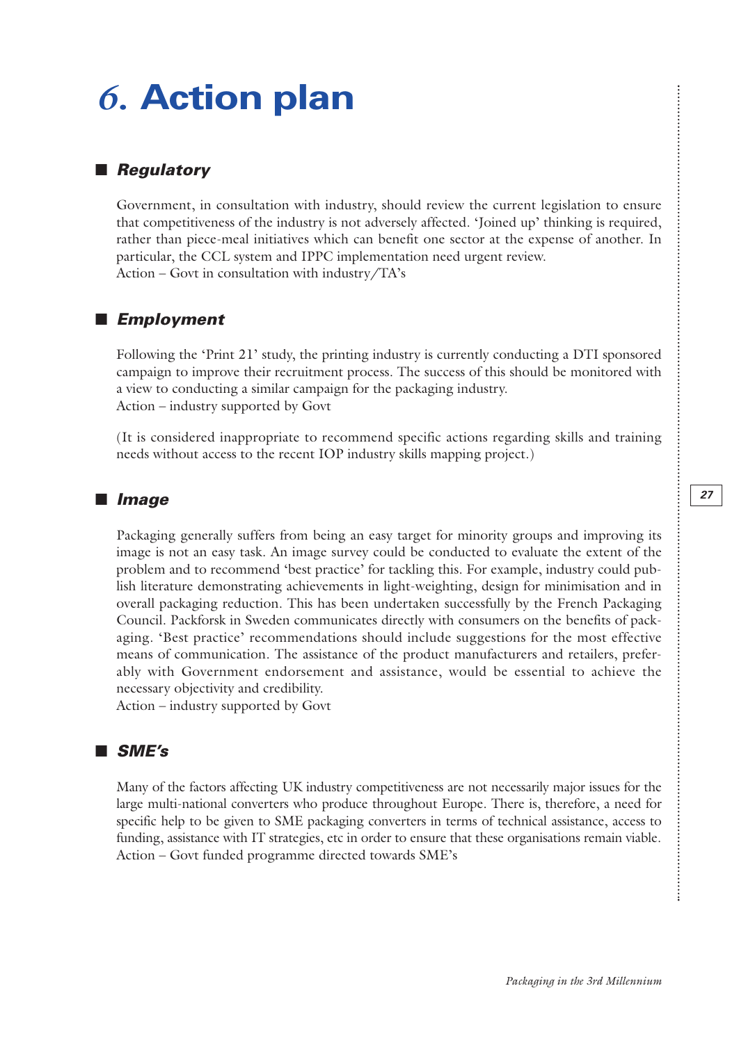# *6.* Action plan

## *Regulatory*

Government, in consultation with industry, should review the current legislation to ensure that competitiveness of the industry is not adversely affected. 'Joined up' thinking is required, rather than piece-meal initiatives which can benefit one sector at the expense of another. In particular, the CCL system and IPPC implementation need urgent review.
Action – Govt in consultation with industry/TA's

## *Employment*

Following the 'Print 21' study, the printing industry is currently conducting a DTI sponsored campaign to improve their recruitment process. The success of this should be monitored with a view to conducting a similar campaign for the packaging industry.
Action – industry supported by Govt

(It is considered inappropriate to recommend specific actions regarding skills and training needs without access to the recent IOP industry skills mapping project.)

## *Image*

Packaging generally suffers from being an easy target for minority groups and improving its image is not an easy task. An image survey could be conducted to evaluate the extent of the problem and to recommend 'best practice' for tackling this. For example, industry could publish literature demonstrating achievements in light-weighting, design for minimisation and in overall packaging reduction. This has been undertaken successfully by the French Packaging Council. Packforsk in Sweden communicates directly with consumers on the benefits of packaging. 'Best practice' recommendations should include suggestions for the most effective means of communication. The assistance of the product manufacturers and retailers, preferably with Government endorsement and assistance, would be essential to achieve the necessary objectivity and credibility.
Action – industry supported by Govt

## *SME's*

Many of the factors affecting UK industry competitiveness are not necessarily major issues for the large multi-national converters who produce throughout Europe. There is, therefore, a need for specific help to be given to SME packaging converters in terms of technical assistance, access to funding, assistance with IT strategies, etc in order to ensure that these organisations remain viable.
Action – Govt funded programme directed towards SME's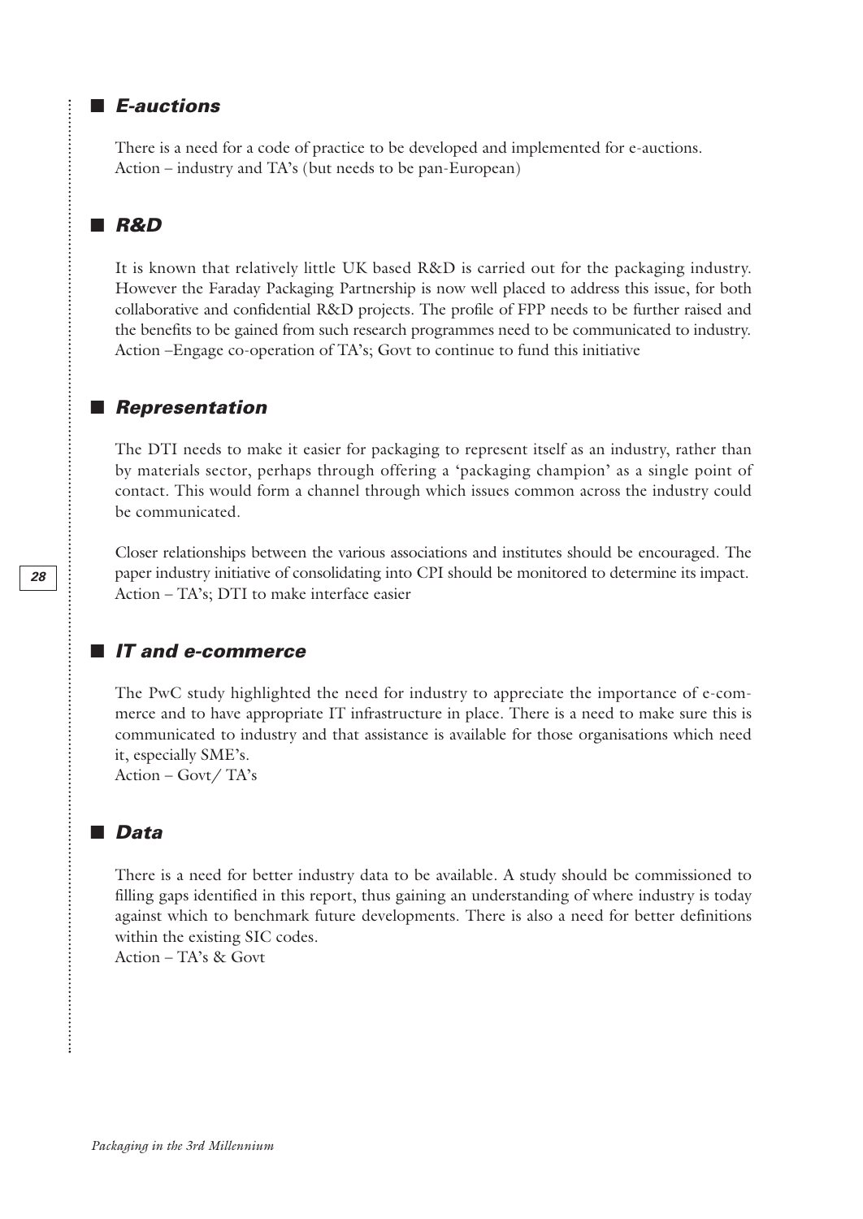## *E-auctions*

There is a need for a code of practice to be developed and implemented for e-auctions.
Action – industry and TA's (but needs to be pan-European)

## *R&D*

It is known that relatively little UK based R&D is carried out for the packaging industry. However the Faraday Packaging Partnership is now well placed to address this issue, for both collaborative and confidential R&D projects. The profile of FPP needs to be further raised and the benefits to be gained from such research programmes need to be communicated to industry.
Action –Engage co-operation of TA's; Govt to continue to fund this initiative

## *Representation*

The DTI needs to make it easier for packaging to represent itself as an industry, rather than by materials sector, perhaps through offering a 'packaging champion' as a single point of contact. This would form a channel through which issues common across the industry could be communicated.

Closer relationships between the various associations and institutes should be encouraged. The paper industry initiative of consolidating into CPI should be monitored to determine its impact.
Action – TA's; DTI to make interface easier

## *IT and e-commerce*

The PwC study highlighted the need for industry to appreciate the importance of e-commerce and to have appropriate IT infrastructure in place. There is a need to make sure this is communicated to industry and that assistance is available for those organisations which need it, especially SME's.
Action – Govt/ TA's

## *Data*

There is a need for better industry data to be available. A study should be commissioned to filling gaps identified in this report, thus gaining an understanding of where industry is today against which to benchmark future developments. There is also a need for better definitions within the existing SIC codes.
Action – TA's & Govt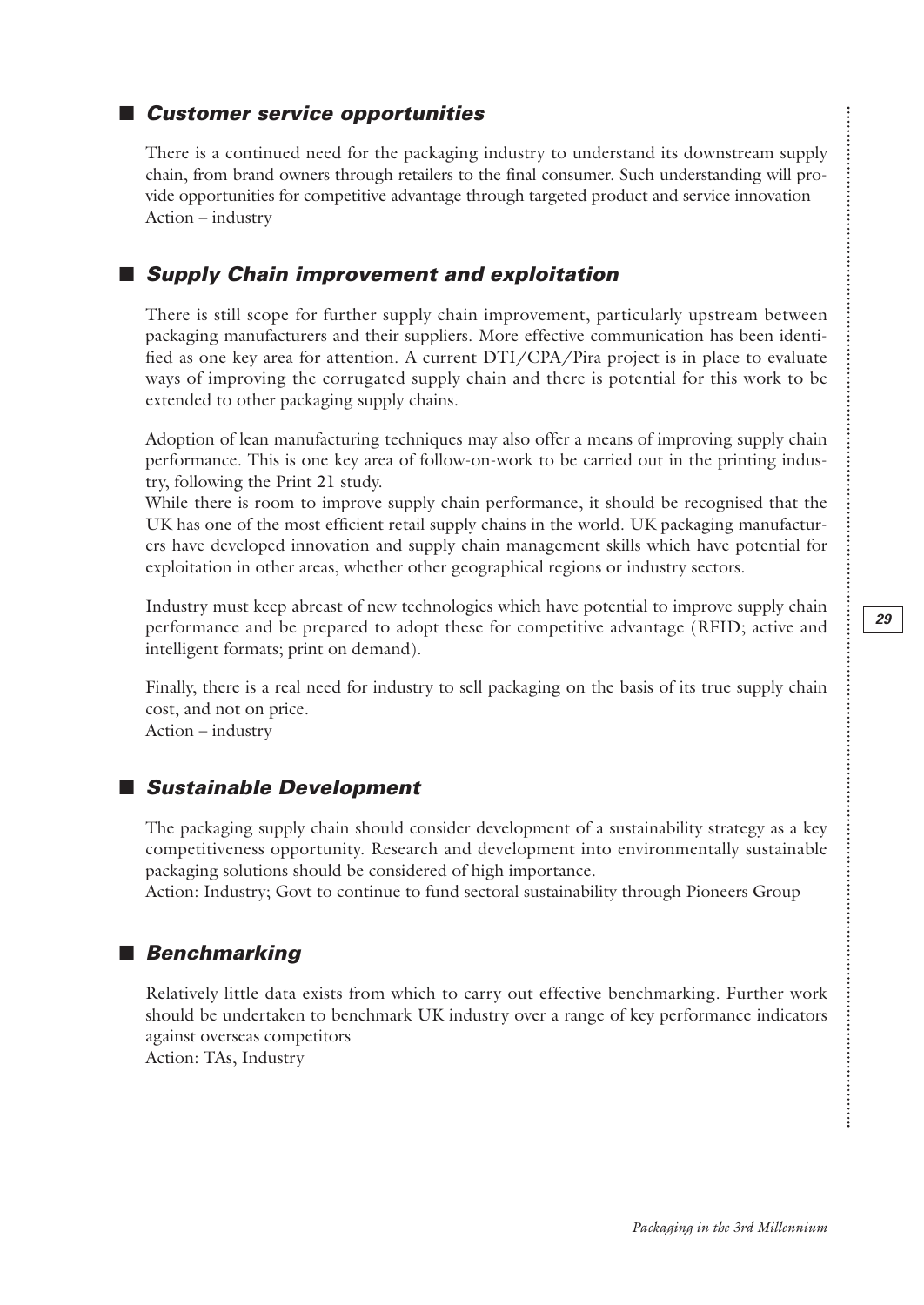## *Customer service opportunities*

There is a continued need for the packaging industry to understand its downstream supply chain, from brand owners through retailers to the final consumer. Such understanding will provide opportunities for competitive advantage through targeted product and service innovation
Action – industry

## *Supply Chain improvement and exploitation*

There is still scope for further supply chain improvement, particularly upstream between packaging manufacturers and their suppliers. More effective communication has been identified as one key area for attention. A current DTI/CPA/Pira project is in place to evaluate ways of improving the corrugated supply chain and there is potential for this work to be extended to other packaging supply chains.

Adoption of lean manufacturing techniques may also offer a means of improving supply chain performance. This is one key area of follow-on-work to be carried out in the printing industry, following the Print 21 study.

While there is room to improve supply chain performance, it should be recognised that the UK has one of the most efficient retail supply chains in the world. UK packaging manufacturers have developed innovation and supply chain management skills which have potential for exploitation in other areas, whether other geographical regions or industry sectors.

Industry must keep abreast of new technologies which have potential to improve supply chain performance and be prepared to adopt these for competitive advantage (RFID; active and intelligent formats; print on demand).

Finally, there is a real need for industry to sell packaging on the basis of its true supply chain cost, and not on price.
Action – industry

## *Sustainable Development*

The packaging supply chain should consider development of a sustainability strategy as a key competitiveness opportunity. Research and development into environmentally sustainable packaging solutions should be considered of high importance.
Action: Industry; Govt to continue to fund sectoral sustainability through Pioneers Group

## *Benchmarking*

Relatively little data exists from which to carry out effective benchmarking. Further work should be undertaken to benchmark UK industry over a range of key performance indicators against overseas competitors
Action: TAs, Industry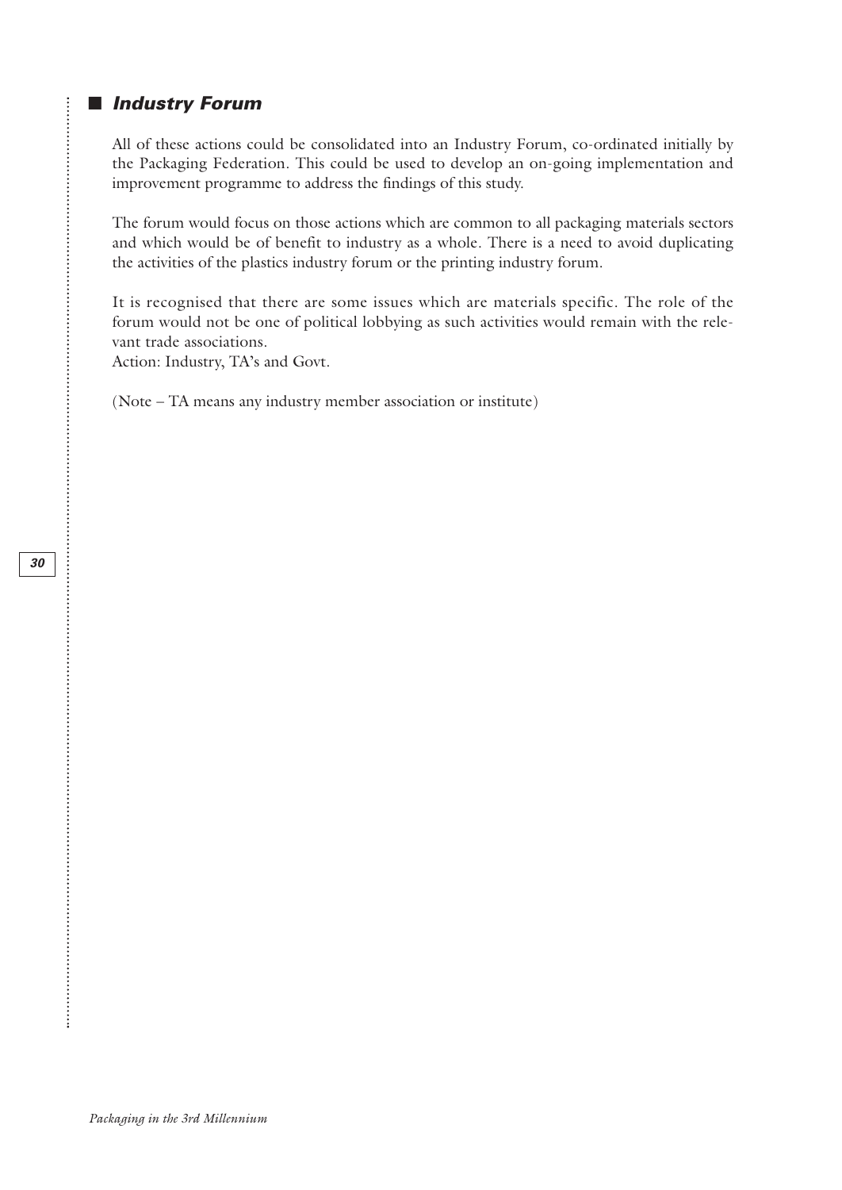## Industry Forum

All of these actions could be consolidated into an Industry Forum, co-ordinated initially by the Packaging Federation. This could be used to develop an on-going implementation and improvement programme to address the findings of this study.

The forum would focus on those actions which are common to all packaging materials sectors and which would be of benefit to industry as a whole. There is a need to avoid duplicating the activities of the plastics industry forum or the printing industry forum.

It is recognised that there are some issues which are materials specific. The role of the forum would not be one of political lobbying as such activities would remain with the relevant trade associations.
Action: Industry, TA's and Govt.

(Note – TA means any industry member association or institute)